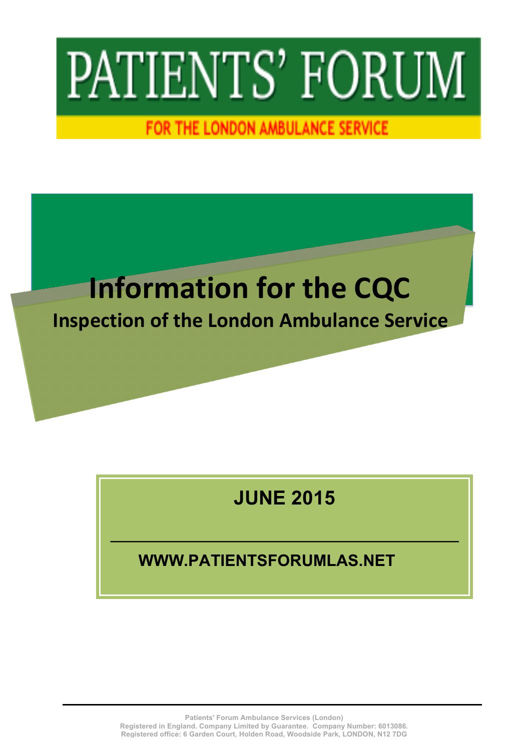# PATIENTS' FORUM

FOR THE LONDON AMBULANCE SERVICE

# Information for the CQC

## Inspection of the London Ambulance Service

**JUNE 2015**

**WWW.PATIENTSFORUMLAS.NET**

Patients' Forum Ambulance Services (London)
Registered in England. Company Limited by Guarantee. Company Number: 6013086.
Registered office: 6 Garden Court, Holden Road, Woodside Park, LONDON, N12 7DG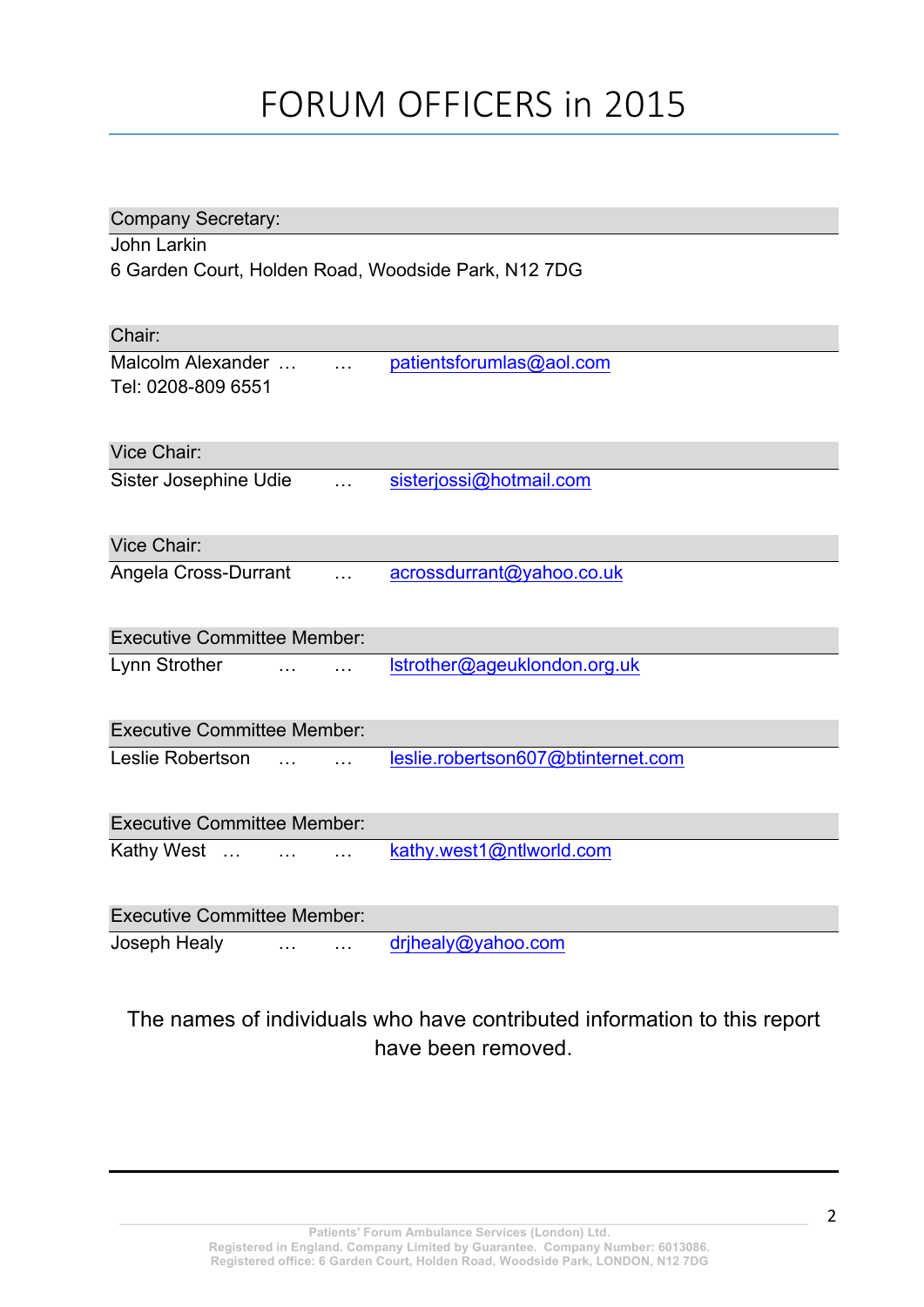# FORUM OFFICERS in 2015

**Company Secretary:**

John Larkin
6 Garden Court, Holden Road, Woodside Park, N12 7DG

**Chair:**

Malcolm Alexander … … patientsforumlas@aol.com
Tel: 0208-809 6551

**Vice Chair:**

Sister Josephine Udie … sisterjossi@hotmail.com

**Vice Chair:**

Angela Cross-Durrant … acrossdurrant@yahoo.co.uk

**Executive Committee Member:**

Lynn Strother … … lstrother@ageuklondon.org.uk

**Executive Committee Member:**

Leslie Robertson … … leslie.robertson607@btinternet.com

**Executive Committee Member:**

Kathy West … … … kathy.west1@ntlworld.com

**Executive Committee Member:**

Joseph Healy … … drjhealy@yahoo.com

The names of individuals who have contributed information to this report have been removed.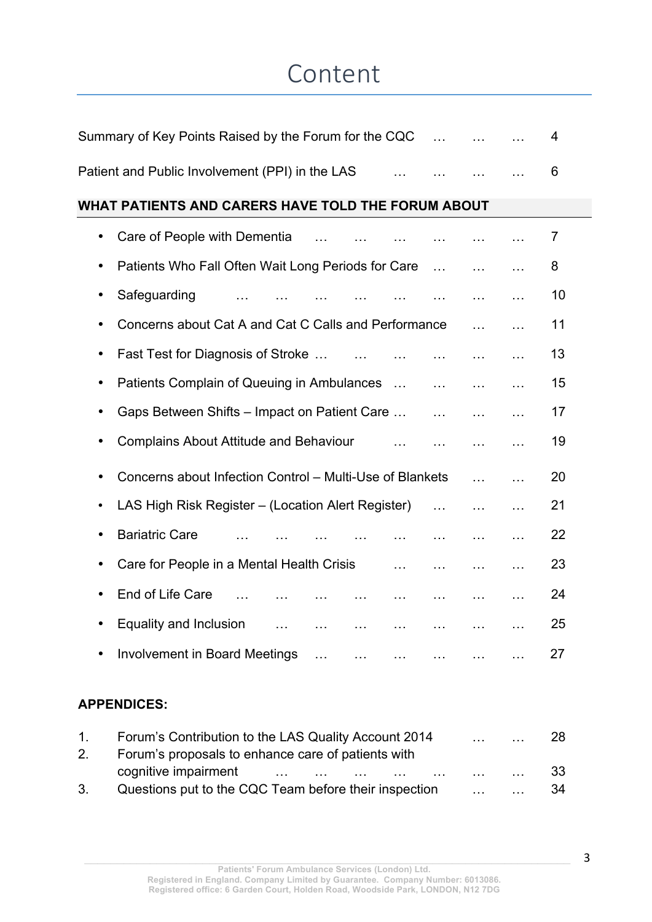# Content

Summary of Key Points Raised by the Forum for the CQC … … … 4

Patient and Public Involvement (PPI) in the LAS … … … … 6

**WHAT PATIENTS AND CARERS HAVE TOLD THE FORUM ABOUT**

- Care of People with Dementia … … … … … … 7
- Patients Who Fall Often Wait Long Periods for Care … … … 8
- Safeguarding … … … … … … … … 10
- Concerns about Cat A and Cat C Calls and Performance … … 11
- Fast Test for Diagnosis of Stroke … … … … … … 13
- Patients Complain of Queuing in Ambulances … … … … 15
- Gaps Between Shifts – Impact on Patient Care … … … … 17
- Complains About Attitude and Behaviour … … … … 19
- Concerns about Infection Control – Multi-Use of Blankets … … 20
- LAS High Risk Register – (Location Alert Register) … … … 21
- Bariatric Care … … … … … … … … 22
- Care for People in a Mental Health Crisis … … … … 23
- End of Life Care … … … … … … … … 24
- Equality and Inclusion … … … … … … … 25
- Involvement in Board Meetings … … … … … … 27

**APPENDICES:**

1. Forum's Contribution to the LAS Quality Account 2014 … … 28
2. Forum's proposals to enhance care of patients with cognitive impairment … … … … … … … 33
3. Questions put to the CQC Team before their inspection … … 34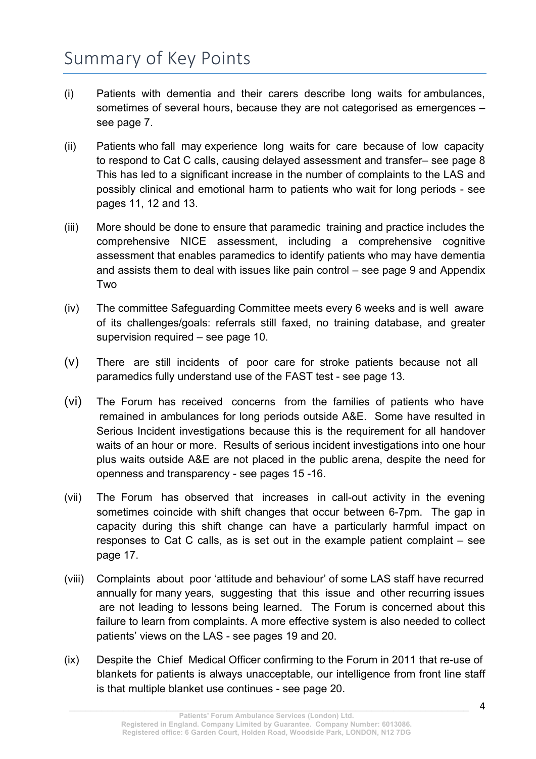# Summary of Key Points

(i) Patients with dementia and their carers describe long waits for ambulances, sometimes of several hours, because they are not categorised as emergences – see page 7.

(ii) Patients who fall may experience long waits for care because of low capacity to respond to Cat C calls, causing delayed assessment and transfer– see page 8 This has led to a significant increase in the number of complaints to the LAS and possibly clinical and emotional harm to patients who wait for long periods - see pages 11, 12 and 13.

(iii) More should be done to ensure that paramedic training and practice includes the comprehensive NICE assessment, including a comprehensive cognitive assessment that enables paramedics to identify patients who may have dementia and assists them to deal with issues like pain control – see page 9 and Appendix Two

(iv) The committee Safeguarding Committee meets every 6 weeks and is well aware of its challenges/goals: referrals still faxed, no training database, and greater supervision required – see page 10.

(v) There are still incidents of poor care for stroke patients because not all paramedics fully understand use of the FAST test - see page 13.

(vi) The Forum has received concerns from the families of patients who have remained in ambulances for long periods outside A&E. Some have resulted in Serious Incident investigations because this is the requirement for all handover waits of an hour or more. Results of serious incident investigations into one hour plus waits outside A&E are not placed in the public arena, despite the need for openness and transparency - see pages 15 -16.

(vii) The Forum has observed that increases in call-out activity in the evening sometimes coincide with shift changes that occur between 6-7pm. The gap in capacity during this shift change can have a particularly harmful impact on responses to Cat C calls, as is set out in the example patient complaint – see page 17.

(viii) Complaints about poor 'attitude and behaviour' of some LAS staff have recurred annually for many years, suggesting that this issue and other recurring issues are not leading to lessons being learned. The Forum is concerned about this failure to learn from complaints. A more effective system is also needed to collect patients' views on the LAS - see pages 19 and 20.

(ix) Despite the Chief Medical Officer confirming to the Forum in 2011 that re-use of blankets for patients is always unacceptable, our intelligence from front line staff is that multiple blanket use continues - see page 20.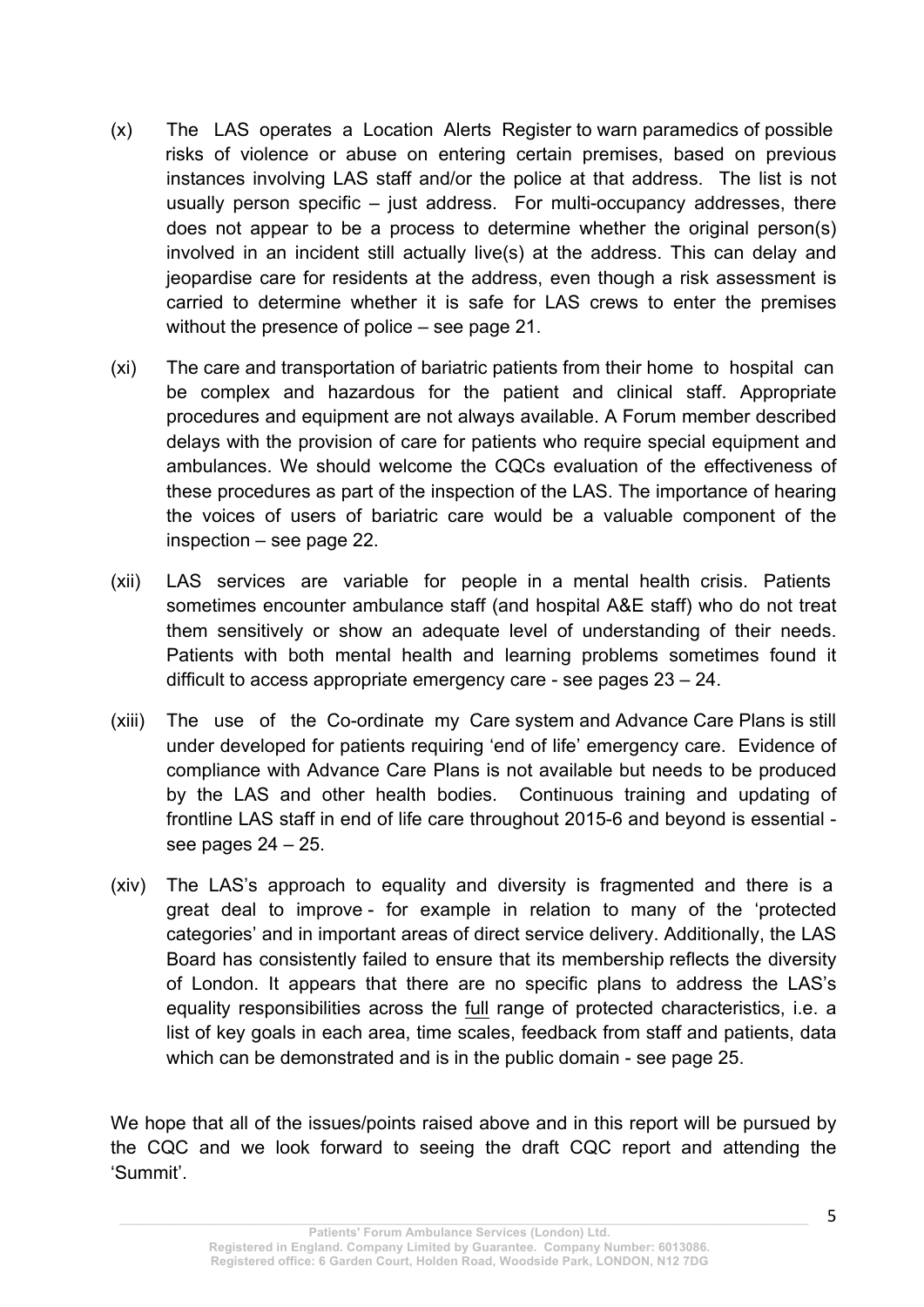(x) The LAS operates a Location Alerts Register to warn paramedics of possible risks of violence or abuse on entering certain premises, based on previous instances involving LAS staff and/or the police at that address. The list is not usually person specific – just address. For multi-occupancy addresses, there does not appear to be a process to determine whether the original person(s) involved in an incident still actually live(s) at the address. This can delay and jeopardise care for residents at the address, even though a risk assessment is carried to determine whether it is safe for LAS crews to enter the premises without the presence of police – see page 21.

(xi) The care and transportation of bariatric patients from their home to hospital can be complex and hazardous for the patient and clinical staff. Appropriate procedures and equipment are not always available. A Forum member described delays with the provision of care for patients who require special equipment and ambulances. We should welcome the CQCs evaluation of the effectiveness of these procedures as part of the inspection of the LAS. The importance of hearing the voices of users of bariatric care would be a valuable component of the inspection – see page 22.

(xii) LAS services are variable for people in a mental health crisis. Patients sometimes encounter ambulance staff (and hospital A&E staff) who do not treat them sensitively or show an adequate level of understanding of their needs. Patients with both mental health and learning problems sometimes found it difficult to access appropriate emergency care - see pages 23 – 24.

(xiii) The use of the Co-ordinate my Care system and Advance Care Plans is still under developed for patients requiring 'end of life' emergency care. Evidence of compliance with Advance Care Plans is not available but needs to be produced by the LAS and other health bodies. Continuous training and updating of frontline LAS staff in end of life care throughout 2015-6 and beyond is essential - see pages 24 – 25.

(xiv) The LAS's approach to equality and diversity is fragmented and there is a great deal to improve - for example in relation to many of the 'protected categories' and in important areas of direct service delivery. Additionally, the LAS Board has consistently failed to ensure that its membership reflects the diversity of London. It appears that there are no specific plans to address the LAS's equality responsibilities across the full range of protected characteristics, i.e. a list of key goals in each area, time scales, feedback from staff and patients, data which can be demonstrated and is in the public domain - see page 25.

We hope that all of the issues/points raised above and in this report will be pursued by the CQC and we look forward to seeing the draft CQC report and attending the 'Summit'.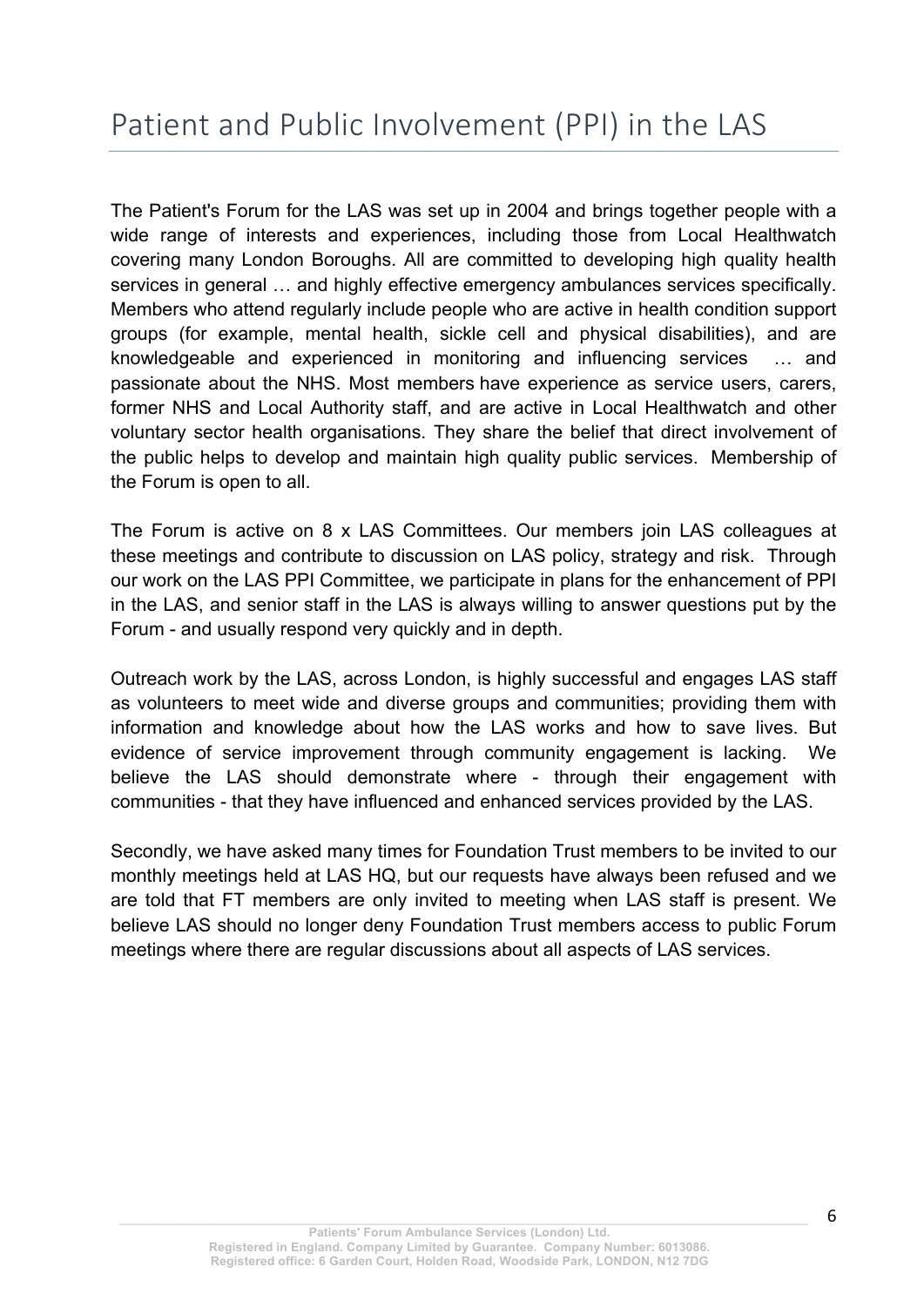# Patient and Public Involvement (PPI) in the LAS

The Patient's Forum for the LAS was set up in 2004 and brings together people with a wide range of interests and experiences, including those from Local Healthwatch covering many London Boroughs. All are committed to developing high quality health services in general … and highly effective emergency ambulances services specifically. Members who attend regularly include people who are active in health condition support groups (for example, mental health, sickle cell and physical disabilities), and are knowledgeable and experienced in monitoring and influencing services … and passionate about the NHS. Most members have experience as service users, carers, former NHS and Local Authority staff, and are active in Local Healthwatch and other voluntary sector health organisations. They share the belief that direct involvement of the public helps to develop and maintain high quality public services. Membership of the Forum is open to all.

The Forum is active on 8 x LAS Committees. Our members join LAS colleagues at these meetings and contribute to discussion on LAS policy, strategy and risk. Through our work on the LAS PPI Committee, we participate in plans for the enhancement of PPI in the LAS, and senior staff in the LAS is always willing to answer questions put by the Forum - and usually respond very quickly and in depth.

Outreach work by the LAS, across London, is highly successful and engages LAS staff as volunteers to meet wide and diverse groups and communities; providing them with information and knowledge about how the LAS works and how to save lives. But evidence of service improvement through community engagement is lacking. We believe the LAS should demonstrate where - through their engagement with communities - that they have influenced and enhanced services provided by the LAS.

Secondly, we have asked many times for Foundation Trust members to be invited to our monthly meetings held at LAS HQ, but our requests have always been refused and we are told that FT members are only invited to meeting when LAS staff is present. We believe LAS should no longer deny Foundation Trust members access to public Forum meetings where there are regular discussions about all aspects of LAS services.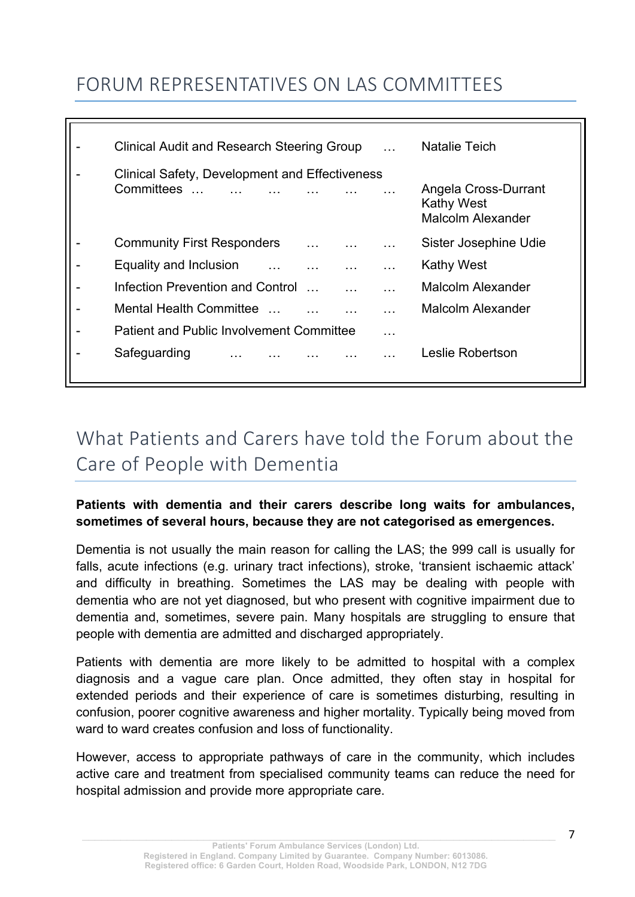## FORUM REPRESENTATIVES ON LAS COMMITTEES

| Committee | Representative(s) |
|---|---|
| - Clinical Audit and Research Steering Group … | Natalie Teich |
| - Clinical Safety, Development and Effectiveness Committees … … … … … … | Angela Cross-Durrant<br>Kathy West<br>Malcolm Alexander |
| - Community First Responders … … … | Sister Josephine Udie |
| - Equality and Inclusion … … … … | Kathy West |
| - Infection Prevention and Control … … … | Malcolm Alexander |
| - Mental Health Committee … … … … | Malcolm Alexander |
| - Patient and Public Involvement Committee … | |
| - Safeguarding … … … … … | Leslie Robertson |

## What Patients and Carers have told the Forum about the Care of People with Dementia

**Patients with dementia and their carers describe long waits for ambulances, sometimes of several hours, because they are not categorised as emergences.**

Dementia is not usually the main reason for calling the LAS; the 999 call is usually for falls, acute infections (e.g. urinary tract infections), stroke, 'transient ischaemic attack' and difficulty in breathing. Sometimes the LAS may be dealing with people with dementia who are not yet diagnosed, but who present with cognitive impairment due to dementia and, sometimes, severe pain. Many hospitals are struggling to ensure that people with dementia are admitted and discharged appropriately.

Patients with dementia are more likely to be admitted to hospital with a complex diagnosis and a vague care plan. Once admitted, they often stay in hospital for extended periods and their experience of care is sometimes disturbing, resulting in confusion, poorer cognitive awareness and higher mortality. Typically being moved from ward to ward creates confusion and loss of functionality.

However, access to appropriate pathways of care in the community, which includes active care and treatment from specialised community teams can reduce the need for hospital admission and provide more appropriate care.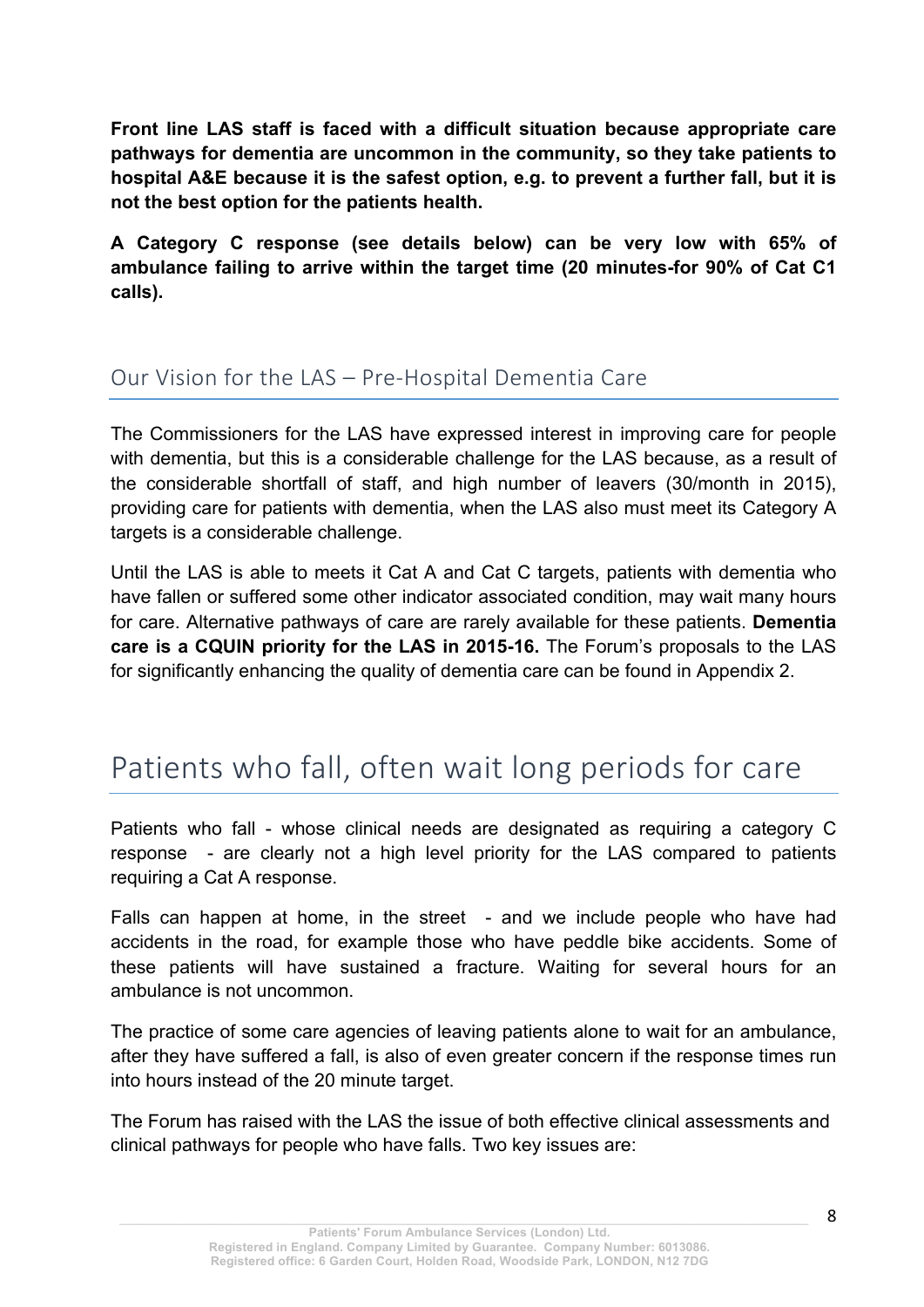**Front line LAS staff is faced with a difficult situation because appropriate care pathways for dementia are uncommon in the community, so they take patients to hospital A&E because it is the safest option, e.g. to prevent a further fall, but it is not the best option for the patients health.**

**A Category C response (see details below) can be very low with 65% of ambulance failing to arrive within the target time (20 minutes-for 90% of Cat C1 calls).**

## Our Vision for the LAS – Pre-Hospital Dementia Care

The Commissioners for the LAS have expressed interest in improving care for people with dementia, but this is a considerable challenge for the LAS because, as a result of the considerable shortfall of staff, and high number of leavers (30/month in 2015), providing care for patients with dementia, when the LAS also must meet its Category A targets is a considerable challenge.

Until the LAS is able to meets it Cat A and Cat C targets, patients with dementia who have fallen or suffered some other indicator associated condition, may wait many hours for care. Alternative pathways of care are rarely available for these patients. **Dementia care is a CQUIN priority for the LAS in 2015-16.** The Forum's proposals to the LAS for significantly enhancing the quality of dementia care can be found in Appendix 2.

# Patients who fall, often wait long periods for care

Patients who fall - whose clinical needs are designated as requiring a category C response - are clearly not a high level priority for the LAS compared to patients requiring a Cat A response.

Falls can happen at home, in the street - and we include people who have had accidents in the road, for example those who have peddle bike accidents. Some of these patients will have sustained a fracture. Waiting for several hours for an ambulance is not uncommon.

The practice of some care agencies of leaving patients alone to wait for an ambulance, after they have suffered a fall, is also of even greater concern if the response times run into hours instead of the 20 minute target.

The Forum has raised with the LAS the issue of both effective clinical assessments and clinical pathways for people who have falls. Two key issues are: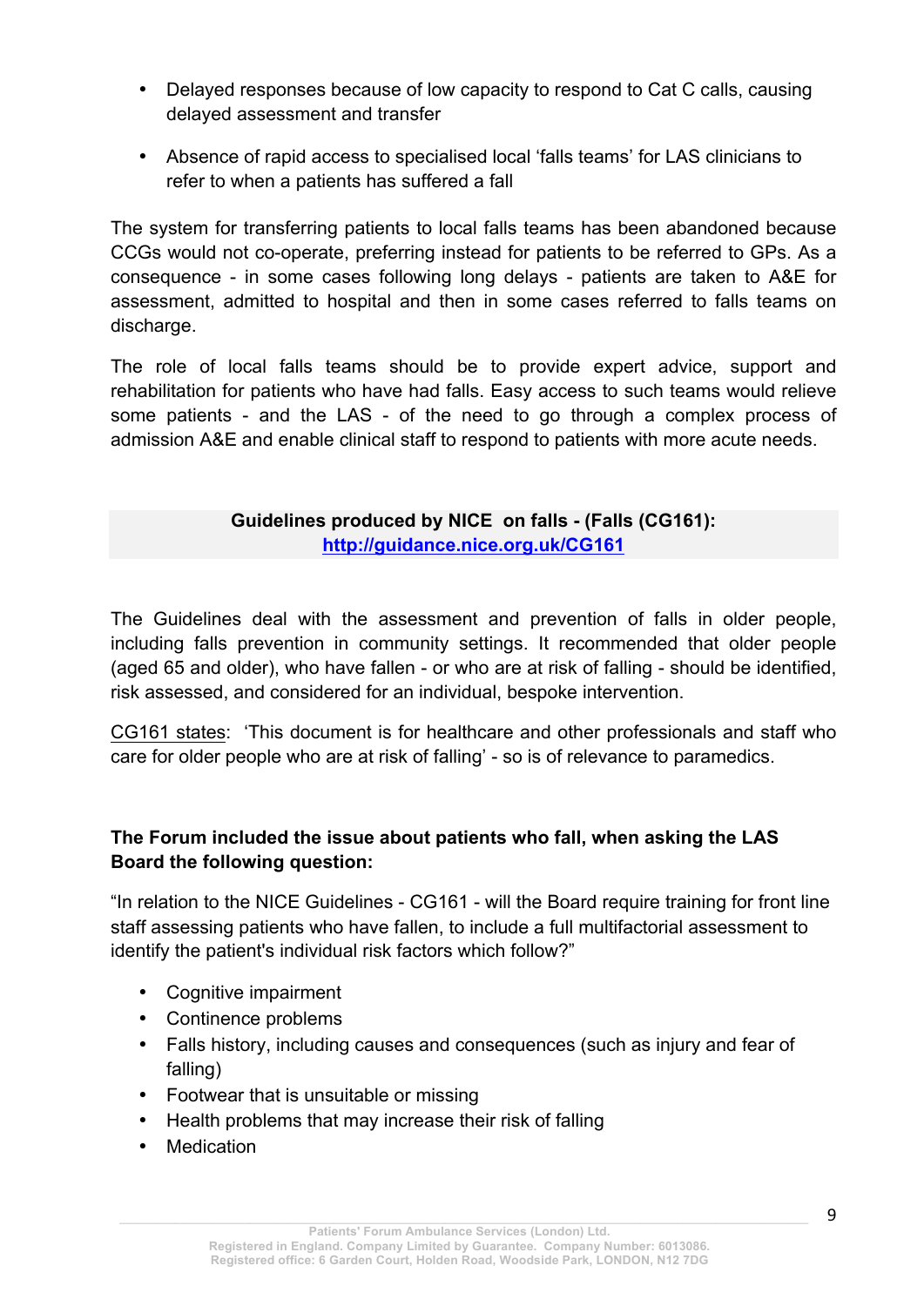- Delayed responses because of low capacity to respond to Cat C calls, causing delayed assessment and transfer
- Absence of rapid access to specialised local 'falls teams' for LAS clinicians to refer to when a patients has suffered a fall

The system for transferring patients to local falls teams has been abandoned because CCGs would not co-operate, preferring instead for patients to be referred to GPs. As a consequence - in some cases following long delays - patients are taken to A&E for assessment, admitted to hospital and then in some cases referred to falls teams on discharge.

The role of local falls teams should be to provide expert advice, support and rehabilitation for patients who have had falls. Easy access to such teams would relieve some patients - and the LAS - of the need to go through a complex process of admission A&E and enable clinical staff to respond to patients with more acute needs.

**Guidelines produced by NICE on falls - (Falls (CG161): [http://guidance.nice.org.uk/CG161](http://guidance.nice.org.uk/CG161)**

The Guidelines deal with the assessment and prevention of falls in older people, including falls prevention in community settings. It recommended that older people (aged 65 and older), who have fallen - or who are at risk of falling - should be identified, risk assessed, and considered for an individual, bespoke intervention.

CG161 states: 'This document is for healthcare and other professionals and staff who care for older people who are at risk of falling' - so is of relevance to paramedics.

**The Forum included the issue about patients who fall, when asking the LAS Board the following question:**

"In relation to the NICE Guidelines - CG161 - will the Board require training for front line staff assessing patients who have fallen, to include a full multifactorial assessment to identify the patient's individual risk factors which follow?"

- Cognitive impairment
- Continence problems
- Falls history, including causes and consequences (such as injury and fear of falling)
- Footwear that is unsuitable or missing
- Health problems that may increase their risk of falling
- Medication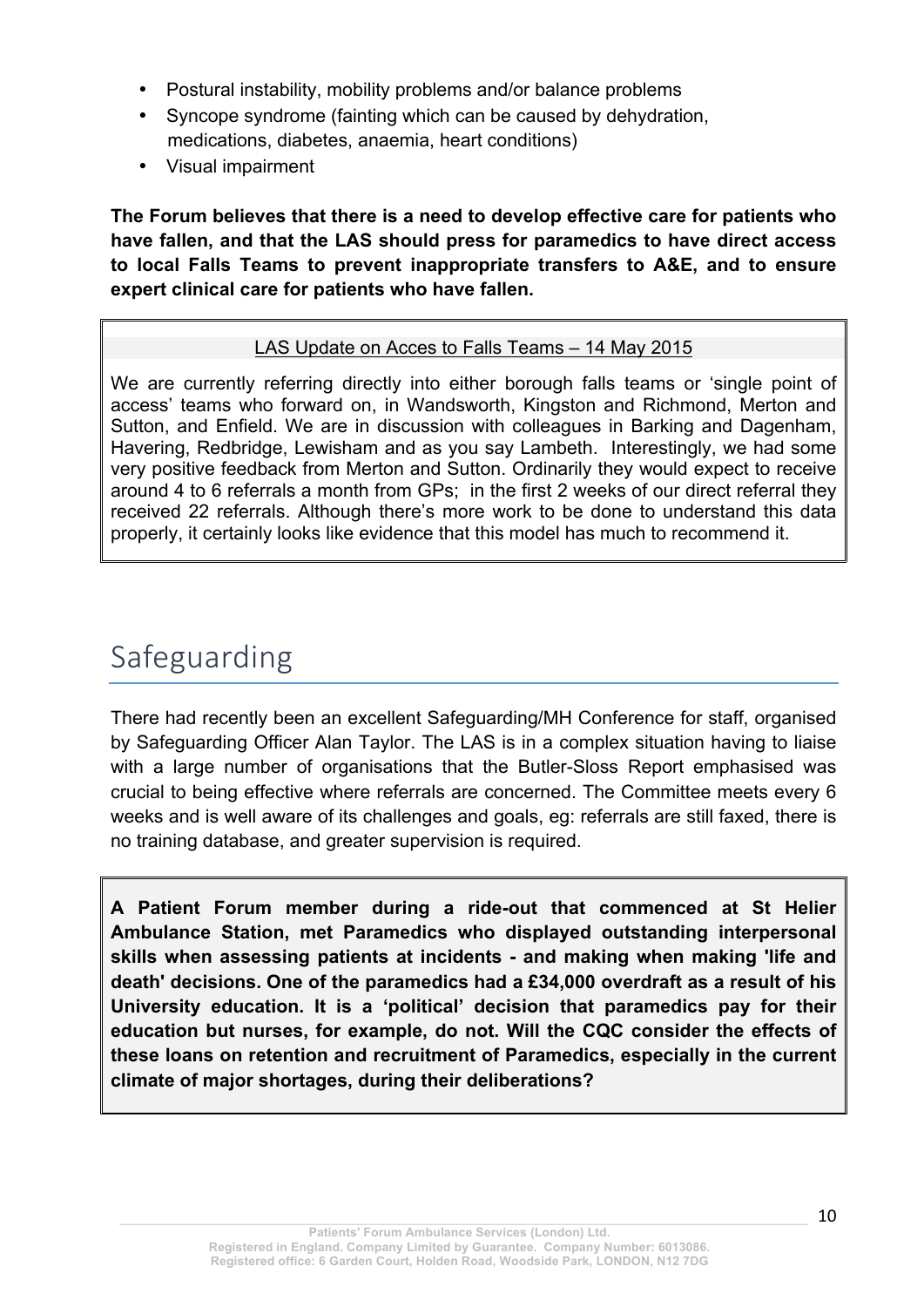- Postural instability, mobility problems and/or balance problems
- Syncope syndrome (fainting which can be caused by dehydration, medications, diabetes, anaemia, heart conditions)
- Visual impairment

**The Forum believes that there is a need to develop effective care for patients who have fallen, and that the LAS should press for paramedics to have direct access to local Falls Teams to prevent inappropriate transfers to A&E, and to ensure expert clinical care for patients who have fallen.**

<u>LAS Update on Acces to Falls Teams – 14 May 2015</u>

We are currently referring directly into either borough falls teams or 'single point of access' teams who forward on, in Wandsworth, Kingston and Richmond, Merton and Sutton, and Enfield. We are in discussion with colleagues in Barking and Dagenham, Havering, Redbridge, Lewisham and as you say Lambeth. Interestingly, we had some very positive feedback from Merton and Sutton. Ordinarily they would expect to receive around 4 to 6 referrals a month from GPs; in the first 2 weeks of our direct referral they received 22 referrals. Although there's more work to be done to understand this data properly, it certainly looks like evidence that this model has much to recommend it.

# Safeguarding

There had recently been an excellent Safeguarding/MH Conference for staff, organised by Safeguarding Officer Alan Taylor. The LAS is in a complex situation having to liaise with a large number of organisations that the Butler-Sloss Report emphasised was crucial to being effective where referrals are concerned. The Committee meets every 6 weeks and is well aware of its challenges and goals, eg: referrals are still faxed, there is no training database, and greater supervision is required.

**A Patient Forum member during a ride-out that commenced at St Helier Ambulance Station, met Paramedics who displayed outstanding interpersonal skills when assessing patients at incidents - and making when making 'life and death' decisions. One of the paramedics had a £34,000 overdraft as a result of his University education. It is a 'political' decision that paramedics pay for their education but nurses, for example, do not. Will the CQC consider the effects of these loans on retention and recruitment of Paramedics, especially in the current climate of major shortages, during their deliberations?**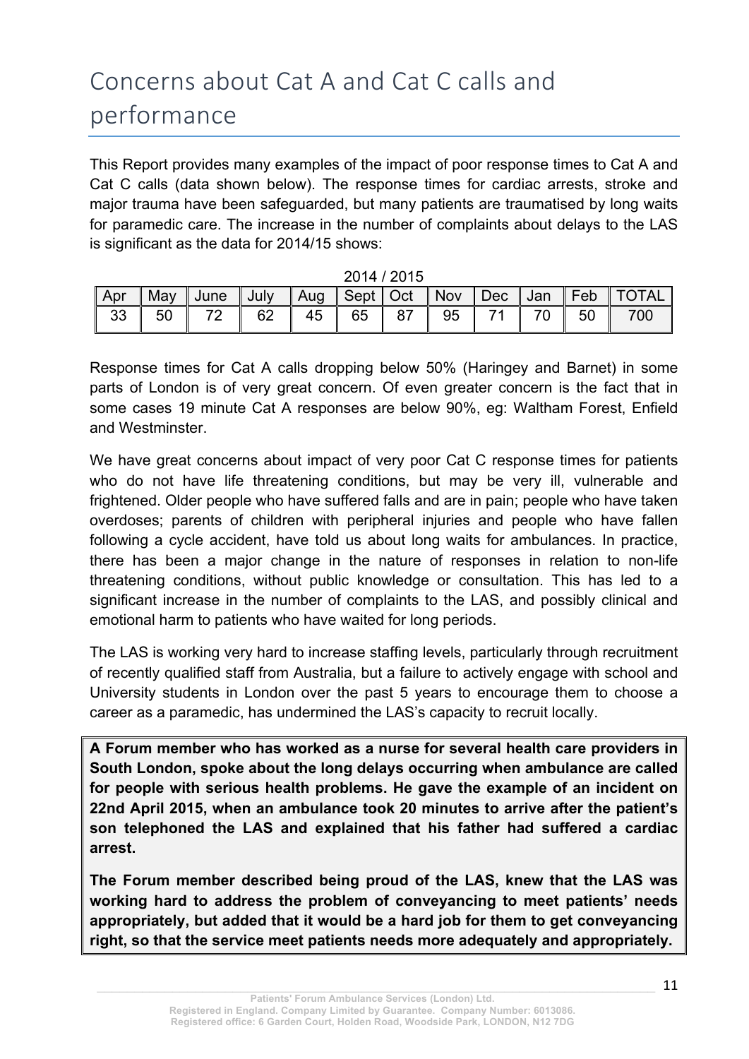# Concerns about Cat A and Cat C calls and performance

This Report provides many examples of the impact of poor response times to Cat A and Cat C calls (data shown below). The response times for cardiac arrests, stroke and major trauma have been safeguarded, but many patients are traumatised by long waits for paramedic care. The increase in the number of complaints about delays to the LAS is significant as the data for 2014/15 shows:

2014 / 2015

| Apr | May | June | July | Aug | Sept | Oct | Nov | Dec | Jan | Feb | TOTAL |
|---|---|---|---|---|---|---|---|---|---|---|---|
| 33 | 50 | 72 | 62 | 45 | 65 | 87 | 95 | 71 | 70 | 50 | 700 |

Response times for Cat A calls dropping below 50% (Haringey and Barnet) in some parts of London is of very great concern. Of even greater concern is the fact that in some cases 19 minute Cat A responses are below 90%, eg: Waltham Forest, Enfield and Westminster.

We have great concerns about impact of very poor Cat C response times for patients who do not have life threatening conditions, but may be very ill, vulnerable and frightened. Older people who have suffered falls and are in pain; people who have taken overdoses; parents of children with peripheral injuries and people who have fallen following a cycle accident, have told us about long waits for ambulances. In practice, there has been a major change in the nature of responses in relation to non-life threatening conditions, without public knowledge or consultation. This has led to a significant increase in the number of complaints to the LAS, and possibly clinical and emotional harm to patients who have waited for long periods.

The LAS is working very hard to increase staffing levels, particularly through recruitment of recently qualified staff from Australia, but a failure to actively engage with school and University students in London over the past 5 years to encourage them to choose a career as a paramedic, has undermined the LAS's capacity to recruit locally.

**A Forum member who has worked as a nurse for several health care providers in South London, spoke about the long delays occurring when ambulance are called for people with serious health problems. He gave the example of an incident on 22nd April 2015, when an ambulance took 20 minutes to arrive after the patient's son telephoned the LAS and explained that his father had suffered a cardiac arrest.**

**The Forum member described being proud of the LAS, knew that the LAS was working hard to address the problem of conveyancing to meet patients' needs appropriately, but added that it would be a hard job for them to get conveyancing right, so that the service meet patients needs more adequately and appropriately.**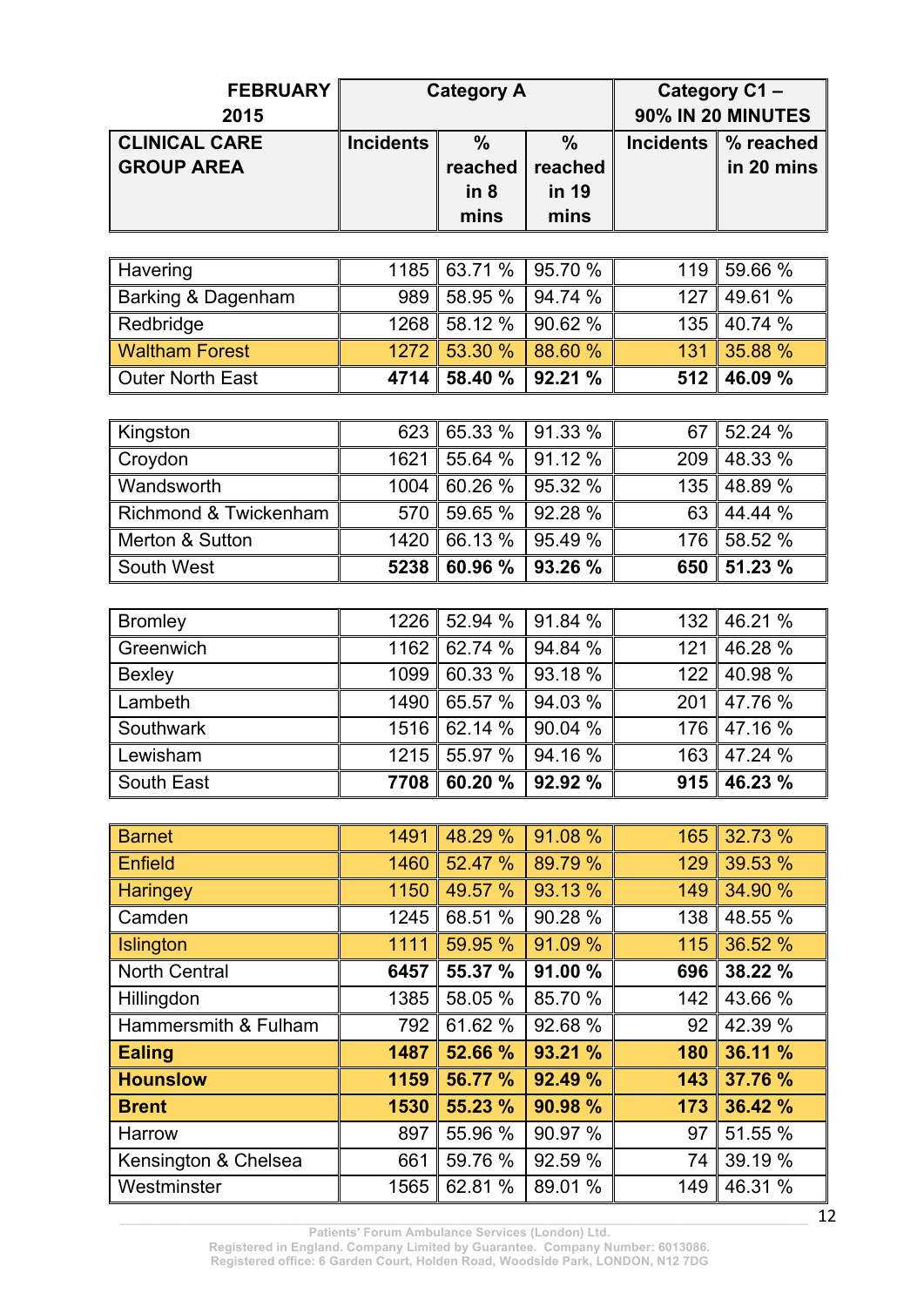| FEBRUARY 2015 | Category A | | | Category C1 – 90% IN 20 MINUTES | |
|---|---|---|---|---|---|
| **CLINICAL CARE GROUP AREA** | **Incidents** | **% reached in 8 mins** | **% reached in 19 mins** | **Incidents** | **% reached in 20 mins** |
| Havering | 1185 | 63.71 % | 95.70 % | 119 | 59.66 % |
| Barking & Dagenham | 989 | 58.95 % | 94.74 % | 127 | 49.61 % |
| Redbridge | 1268 | 58.12 % | 90.62 % | 135 | 40.74 % |
| Waltham Forest | 1272 | 53.30 % | 88.60 % | 131 | 35.88 % |
| Outer North East | **4714** | **58.40 %** | **92.21 %** | **512** | **46.09 %** |
| Kingston | 623 | 65.33 % | 91.33 % | 67 | 52.24 % |
| Croydon | 1621 | 55.64 % | 91.12 % | 209 | 48.33 % |
| Wandsworth | 1004 | 60.26 % | 95.32 % | 135 | 48.89 % |
| Richmond & Twickenham | 570 | 59.65 % | 92.28 % | 63 | 44.44 % |
| Merton & Sutton | 1420 | 66.13 % | 95.49 % | 176 | 58.52 % |
| South West | **5238** | **60.96 %** | **93.26 %** | **650** | **51.23 %** |
| Bromley | 1226 | 52.94 % | 91.84 % | 132 | 46.21 % |
| Greenwich | 1162 | 62.74 % | 94.84 % | 121 | 46.28 % |
| Bexley | 1099 | 60.33 % | 93.18 % | 122 | 40.98 % |
| Lambeth | 1490 | 65.57 % | 94.03 % | 201 | 47.76 % |
| Southwark | 1516 | 62.14 % | 90.04 % | 176 | 47.16 % |
| Lewisham | 1215 | 55.97 % | 94.16 % | 163 | 47.24 % |
| South East | **7708** | **60.20 %** | **92.92 %** | **915** | **46.23 %** |
| Barnet | 1491 | 48.29 % | 91.08 % | 165 | 32.73 % |
| Enfield | 1460 | 52.47 % | 89.79 % | 129 | 39.53 % |
| Haringey | 1150 | 49.57 % | 93.13 % | 149 | 34.90 % |
| Camden | 1245 | 68.51 % | 90.28 % | 138 | 48.55 % |
| Islington | 1111 | 59.95 % | 91.09 % | 115 | 36.52 % |
| North Central | **6457** | **55.37 %** | **91.00 %** | **696** | **38.22 %** |
| Hillingdon | 1385 | 58.05 % | 85.70 % | 142 | 43.66 % |
| Hammersmith & Fulham | 792 | 61.62 % | 92.68 % | 92 | 42.39 % |
| **Ealing** | **1487** | **52.66 %** | **93.21 %** | **180** | **36.11 %** |
| **Hounslow** | **1159** | **56.77 %** | **92.49 %** | **143** | **37.76 %** |
| **Brent** | **1530** | **55.23 %** | **90.98 %** | **173** | **36.42 %** |
| Harrow | 897 | 55.96 % | 90.97 % | 97 | 51.55 % |
| Kensington & Chelsea | 661 | 59.76 % | 92.59 % | 74 | 39.19 % |
| Westminster | 1565 | 62.81 % | 89.01 % | 149 | 46.31 % |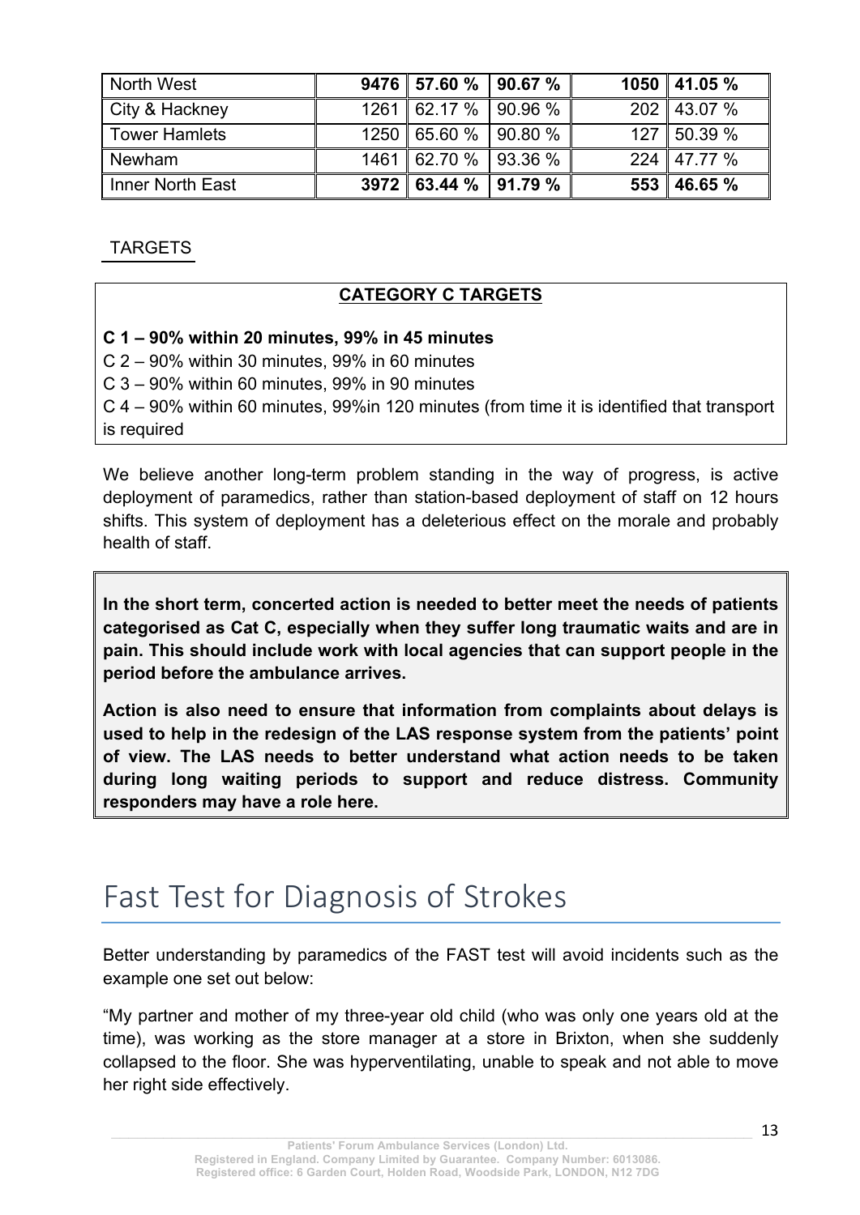| North West | **9476** | **57.60 %** | **90.67 %** | **1050** | **41.05 %** |
|---|---|---|---|---|---|
| City & Hackney | 1261 | 62.17 % | 90.96 % | 202 | 43.07 % |
| Tower Hamlets | 1250 | 65.60 % | 90.80 % | 127 | 50.39 % |
| Newham | 1461 | 62.70 % | 93.36 % | 224 | 47.77 % |
| Inner North East | **3972** | **63.44 %** | **91.79 %** | **553** | **46.65 %** |

TARGETS

**CATEGORY C TARGETS**

**C 1 – 90% within 20 minutes, 99% in 45 minutes**
C 2 – 90% within 30 minutes, 99% in 60 minutes
C 3 – 90% within 60 minutes, 99% in 90 minutes
C 4 – 90% within 60 minutes, 99%in 120 minutes (from time it is identified that transport is required

We believe another long-term problem standing in the way of progress, is active deployment of paramedics, rather than station-based deployment of staff on 12 hours shifts. This system of deployment has a deleterious effect on the morale and probably health of staff.

**In the short term, concerted action is needed to better meet the needs of patients categorised as Cat C, especially when they suffer long traumatic waits and are in pain. This should include work with local agencies that can support people in the period before the ambulance arrives.**

**Action is also need to ensure that information from complaints about delays is used to help in the redesign of the LAS response system from the patients' point of view. The LAS needs to better understand what action needs to be taken during long waiting periods to support and reduce distress. Community responders may have a role here.**

# Fast Test for Diagnosis of Strokes

Better understanding by paramedics of the FAST test will avoid incidents such as the example one set out below:

"My partner and mother of my three-year old child (who was only one years old at the time), was working as the store manager at a store in Brixton, when she suddenly collapsed to the floor. She was hyperventilating, unable to speak and not able to move her right side effectively.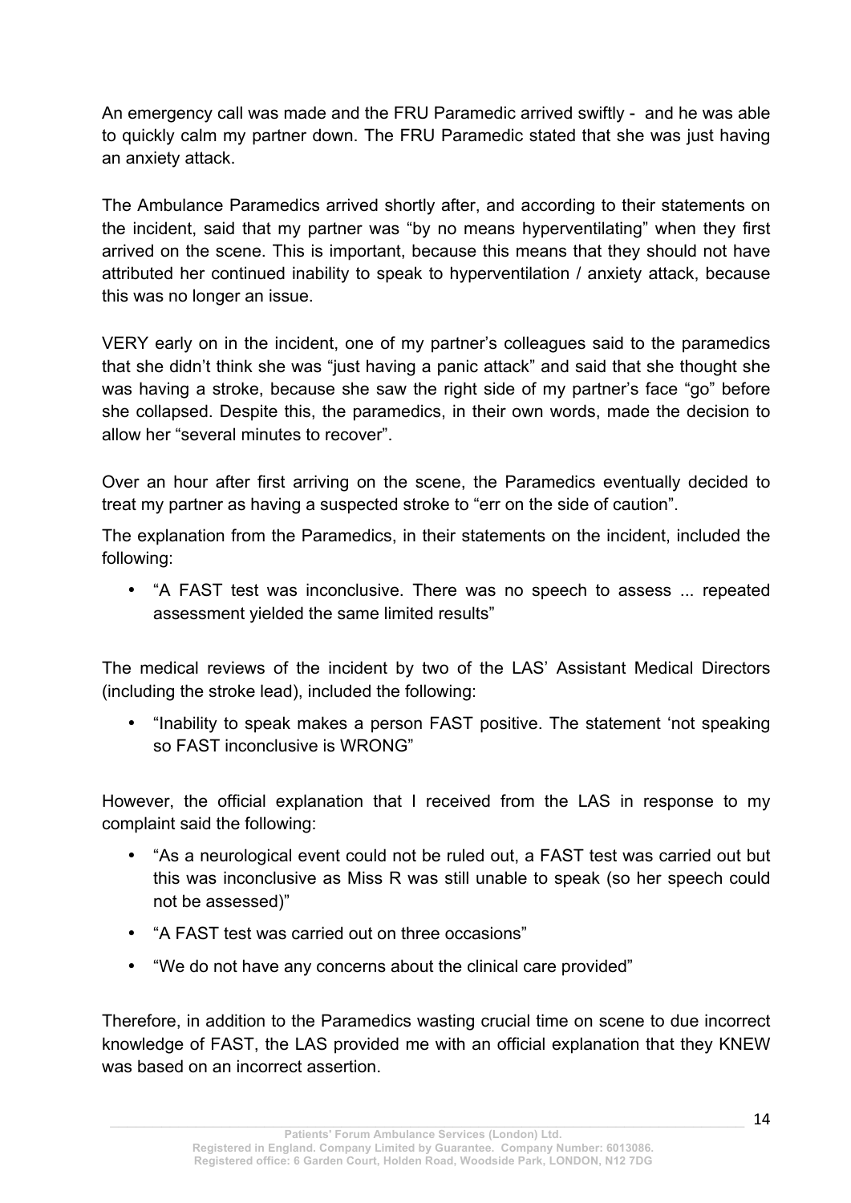An emergency call was made and the FRU Paramedic arrived swiftly - and he was able to quickly calm my partner down. The FRU Paramedic stated that she was just having an anxiety attack.

The Ambulance Paramedics arrived shortly after, and according to their statements on the incident, said that my partner was "by no means hyperventilating" when they first arrived on the scene. This is important, because this means that they should not have attributed her continued inability to speak to hyperventilation / anxiety attack, because this was no longer an issue.

VERY early on in the incident, one of my partner's colleagues said to the paramedics that she didn't think she was "just having a panic attack" and said that she thought she was having a stroke, because she saw the right side of my partner's face "go" before she collapsed. Despite this, the paramedics, in their own words, made the decision to allow her "several minutes to recover".

Over an hour after first arriving on the scene, the Paramedics eventually decided to treat my partner as having a suspected stroke to "err on the side of caution".

The explanation from the Paramedics, in their statements on the incident, included the following:

- "A FAST test was inconclusive. There was no speech to assess ... repeated assessment yielded the same limited results"

The medical reviews of the incident by two of the LAS' Assistant Medical Directors (including the stroke lead), included the following:

- "Inability to speak makes a person FAST positive. The statement 'not speaking so FAST inconclusive is WRONG"

However, the official explanation that I received from the LAS in response to my complaint said the following:

- "As a neurological event could not be ruled out, a FAST test was carried out but this was inconclusive as Miss R was still unable to speak (so her speech could not be assessed)"
- "A FAST test was carried out on three occasions"
- "We do not have any concerns about the clinical care provided"

Therefore, in addition to the Paramedics wasting crucial time on scene to due incorrect knowledge of FAST, the LAS provided me with an official explanation that they KNEW was based on an incorrect assertion.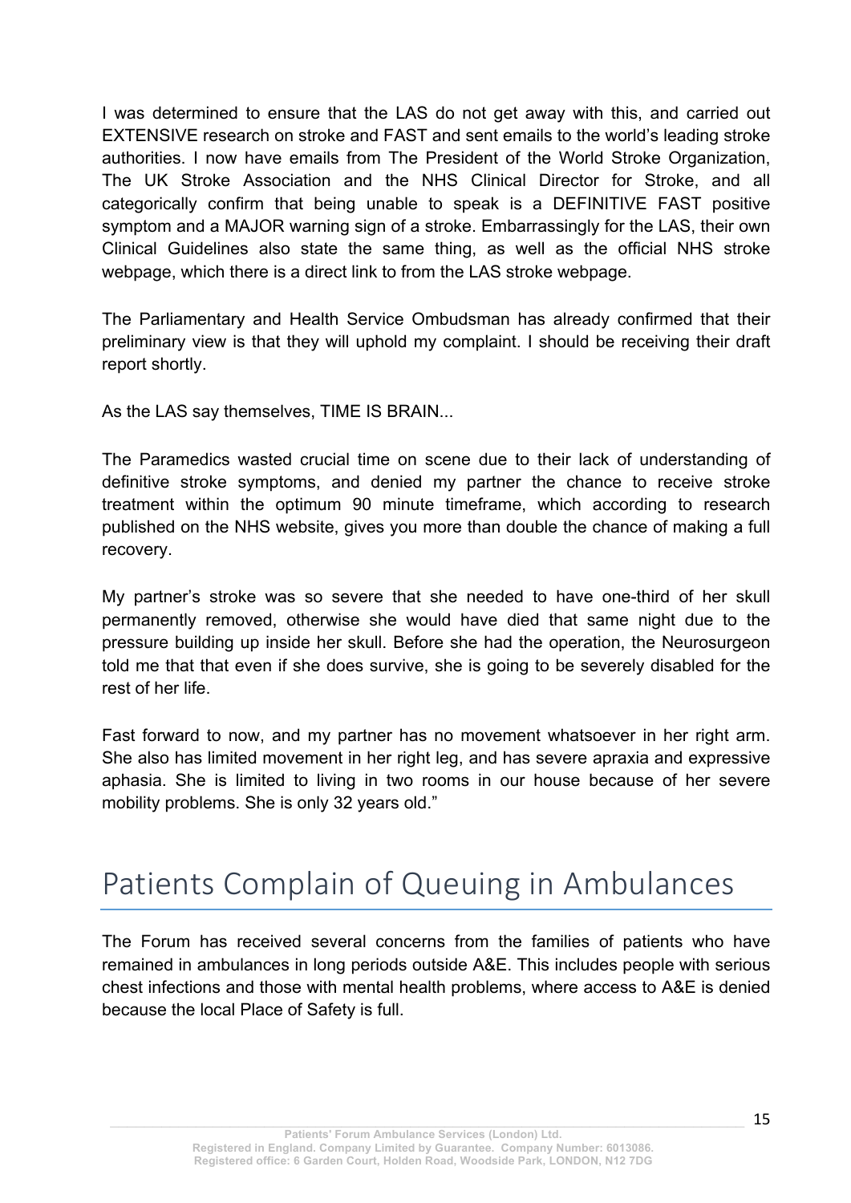I was determined to ensure that the LAS do not get away with this, and carried out EXTENSIVE research on stroke and FAST and sent emails to the world's leading stroke authorities. I now have emails from The President of the World Stroke Organization, The UK Stroke Association and the NHS Clinical Director for Stroke, and all categorically confirm that being unable to speak is a DEFINITIVE FAST positive symptom and a MAJOR warning sign of a stroke. Embarrassingly for the LAS, their own Clinical Guidelines also state the same thing, as well as the official NHS stroke webpage, which there is a direct link to from the LAS stroke webpage.

The Parliamentary and Health Service Ombudsman has already confirmed that their preliminary view is that they will uphold my complaint. I should be receiving their draft report shortly.

As the LAS say themselves, TIME IS BRAIN...

The Paramedics wasted crucial time on scene due to their lack of understanding of definitive stroke symptoms, and denied my partner the chance to receive stroke treatment within the optimum 90 minute timeframe, which according to research published on the NHS website, gives you more than double the chance of making a full recovery.

My partner's stroke was so severe that she needed to have one-third of her skull permanently removed, otherwise she would have died that same night due to the pressure building up inside her skull. Before she had the operation, the Neurosurgeon told me that that even if she does survive, she is going to be severely disabled for the rest of her life.

Fast forward to now, and my partner has no movement whatsoever in her right arm. She also has limited movement in her right leg, and has severe apraxia and expressive aphasia. She is limited to living in two rooms in our house because of her severe mobility problems. She is only 32 years old."

# Patients Complain of Queuing in Ambulances

The Forum has received several concerns from the families of patients who have remained in ambulances in long periods outside A&E. This includes people with serious chest infections and those with mental health problems, where access to A&E is denied because the local Place of Safety is full.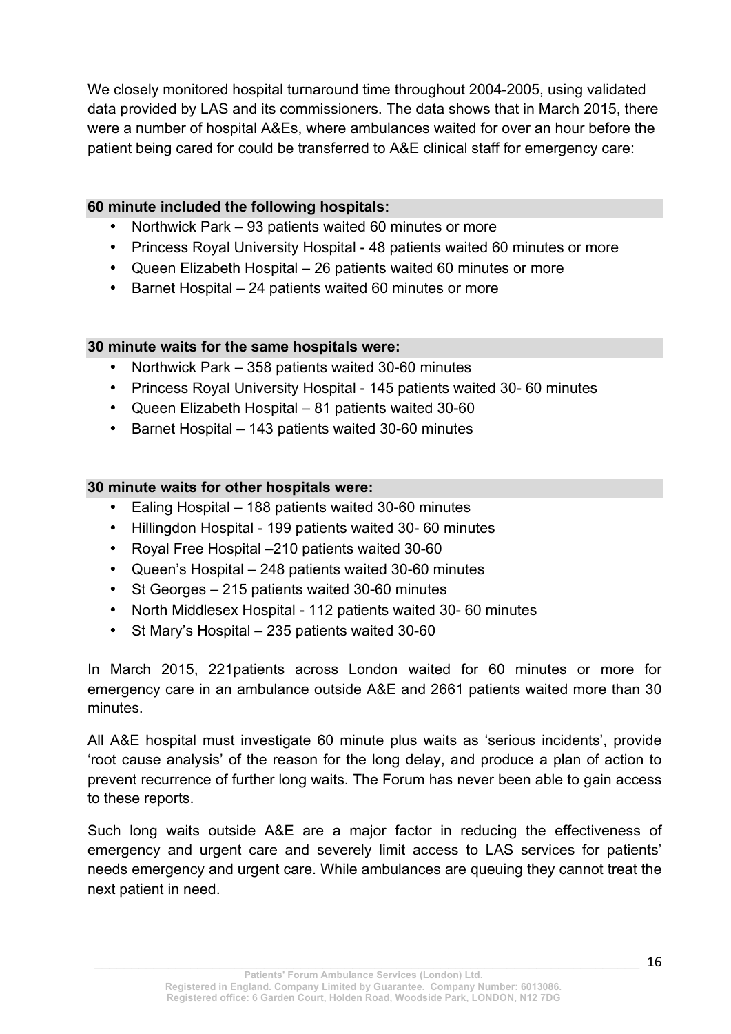We closely monitored hospital turnaround time throughout 2004-2005, using validated data provided by LAS and its commissioners. The data shows that in March 2015, there were a number of hospital A&Es, where ambulances waited for over an hour before the patient being cared for could be transferred to A&E clinical staff for emergency care:

**60 minute included the following hospitals:**

- Northwick Park – 93 patients waited 60 minutes or more
- Princess Royal University Hospital - 48 patients waited 60 minutes or more
- Queen Elizabeth Hospital – 26 patients waited 60 minutes or more
- Barnet Hospital – 24 patients waited 60 minutes or more

**30 minute waits for the same hospitals were:**

- Northwick Park – 358 patients waited 30-60 minutes
- Princess Royal University Hospital - 145 patients waited 30- 60 minutes
- Queen Elizabeth Hospital – 81 patients waited 30-60
- Barnet Hospital – 143 patients waited 30-60 minutes

**30 minute waits for other hospitals were:**

- Ealing Hospital – 188 patients waited 30-60 minutes
- Hillingdon Hospital - 199 patients waited 30- 60 minutes
- Royal Free Hospital –210 patients waited 30-60
- Queen's Hospital – 248 patients waited 30-60 minutes
- St Georges – 215 patients waited 30-60 minutes
- North Middlesex Hospital - 112 patients waited 30- 60 minutes
- St Mary's Hospital – 235 patients waited 30-60

In March 2015, 221patients across London waited for 60 minutes or more for emergency care in an ambulance outside A&E and 2661 patients waited more than 30 minutes.

All A&E hospital must investigate 60 minute plus waits as 'serious incidents', provide 'root cause analysis' of the reason for the long delay, and produce a plan of action to prevent recurrence of further long waits. The Forum has never been able to gain access to these reports.

Such long waits outside A&E are a major factor in reducing the effectiveness of emergency and urgent care and severely limit access to LAS services for patients' needs emergency and urgent care. While ambulances are queuing they cannot treat the next patient in need.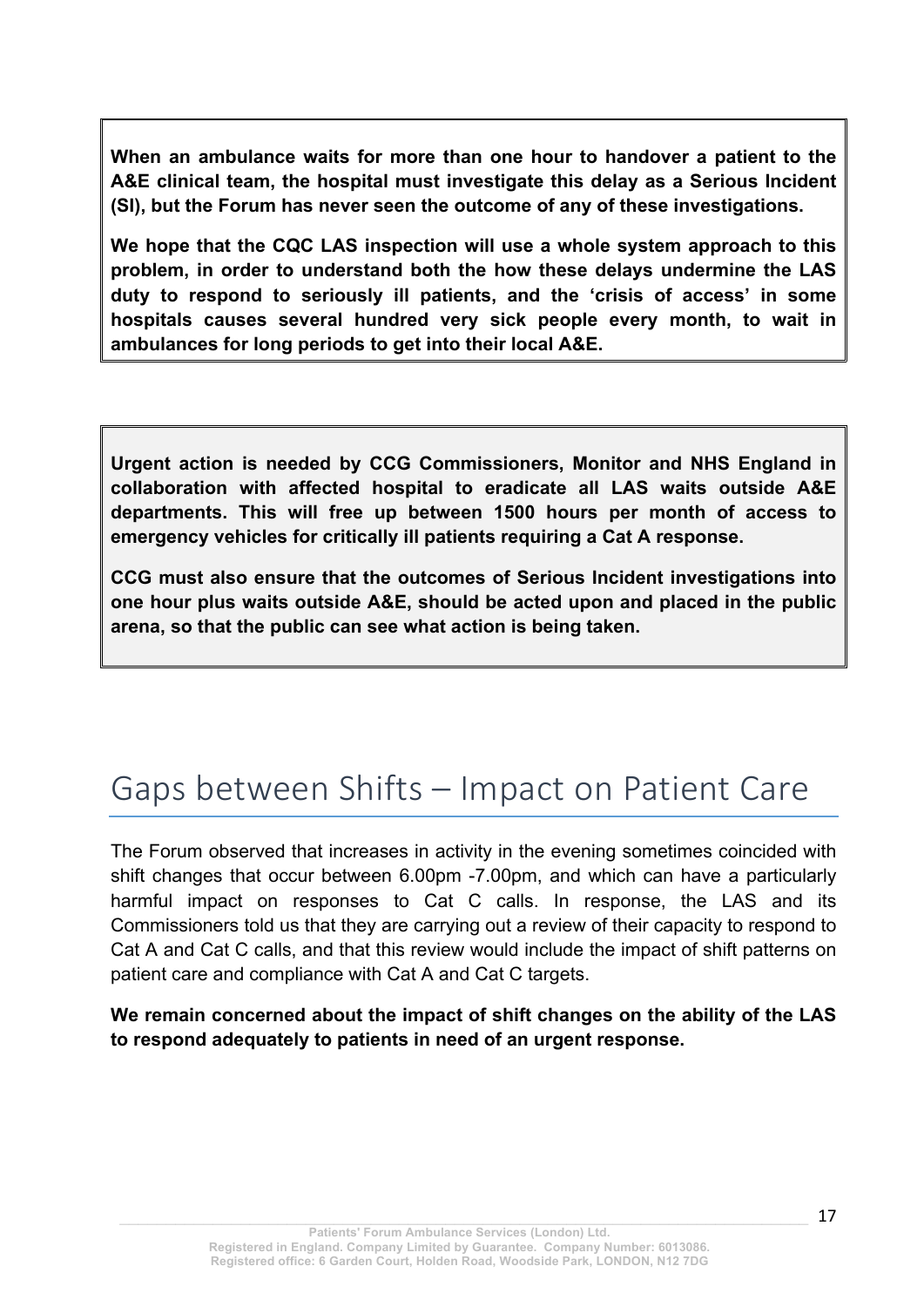**When an ambulance waits for more than one hour to handover a patient to the A&E clinical team, the hospital must investigate this delay as a Serious Incident (SI), but the Forum has never seen the outcome of any of these investigations.**

**We hope that the CQC LAS inspection will use a whole system approach to this problem, in order to understand both the how these delays undermine the LAS duty to respond to seriously ill patients, and the 'crisis of access' in some hospitals causes several hundred very sick people every month, to wait in ambulances for long periods to get into their local A&E.**

**Urgent action is needed by CCG Commissioners, Monitor and NHS England in collaboration with affected hospital to eradicate all LAS waits outside A&E departments. This will free up between 1500 hours per month of access to emergency vehicles for critically ill patients requiring a Cat A response.**

**CCG must also ensure that the outcomes of Serious Incident investigations into one hour plus waits outside A&E, should be acted upon and placed in the public arena, so that the public can see what action is being taken.**

# Gaps between Shifts – Impact on Patient Care

The Forum observed that increases in activity in the evening sometimes coincided with shift changes that occur between 6.00pm -7.00pm, and which can have a particularly harmful impact on responses to Cat C calls. In response, the LAS and its Commissioners told us that they are carrying out a review of their capacity to respond to Cat A and Cat C calls, and that this review would include the impact of shift patterns on patient care and compliance with Cat A and Cat C targets.

**We remain concerned about the impact of shift changes on the ability of the LAS to respond adequately to patients in need of an urgent response.**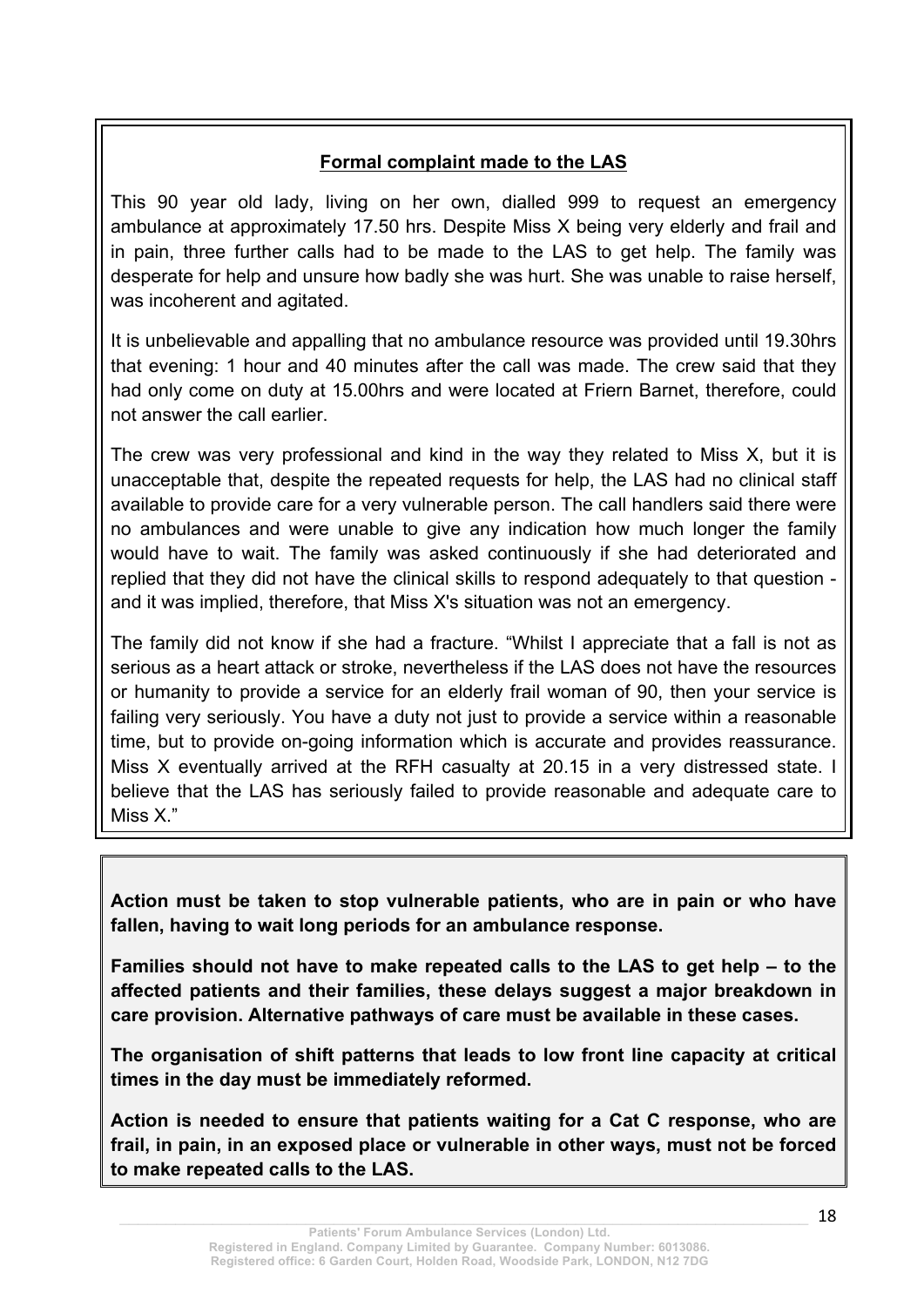**Formal complaint made to the LAS**

This 90 year old lady, living on her own, dialled 999 to request an emergency ambulance at approximately 17.50 hrs. Despite Miss X being very elderly and frail and in pain, three further calls had to be made to the LAS to get help. The family was desperate for help and unsure how badly she was hurt. She was unable to raise herself, was incoherent and agitated.

It is unbelievable and appalling that no ambulance resource was provided until 19.30hrs that evening: 1 hour and 40 minutes after the call was made. The crew said that they had only come on duty at 15.00hrs and were located at Friern Barnet, therefore, could not answer the call earlier.

The crew was very professional and kind in the way they related to Miss X, but it is unacceptable that, despite the repeated requests for help, the LAS had no clinical staff available to provide care for a very vulnerable person. The call handlers said there were no ambulances and were unable to give any indication how much longer the family would have to wait. The family was asked continuously if she had deteriorated and replied that they did not have the clinical skills to respond adequately to that question - and it was implied, therefore, that Miss X's situation was not an emergency.

The family did not know if she had a fracture. "Whilst I appreciate that a fall is not as serious as a heart attack or stroke, nevertheless if the LAS does not have the resources or humanity to provide a service for an elderly frail woman of 90, then your service is failing very seriously. You have a duty not just to provide a service within a reasonable time, but to provide on-going information which is accurate and provides reassurance. Miss X eventually arrived at the RFH casualty at 20.15 in a very distressed state. I believe that the LAS has seriously failed to provide reasonable and adequate care to Miss X."

**Action must be taken to stop vulnerable patients, who are in pain or who have fallen, having to wait long periods for an ambulance response.**

**Families should not have to make repeated calls to the LAS to get help – to the affected patients and their families, these delays suggest a major breakdown in care provision. Alternative pathways of care must be available in these cases.**

**The organisation of shift patterns that leads to low front line capacity at critical times in the day must be immediately reformed.**

**Action is needed to ensure that patients waiting for a Cat C response, who are frail, in pain, in an exposed place or vulnerable in other ways, must not be forced to make repeated calls to the LAS.**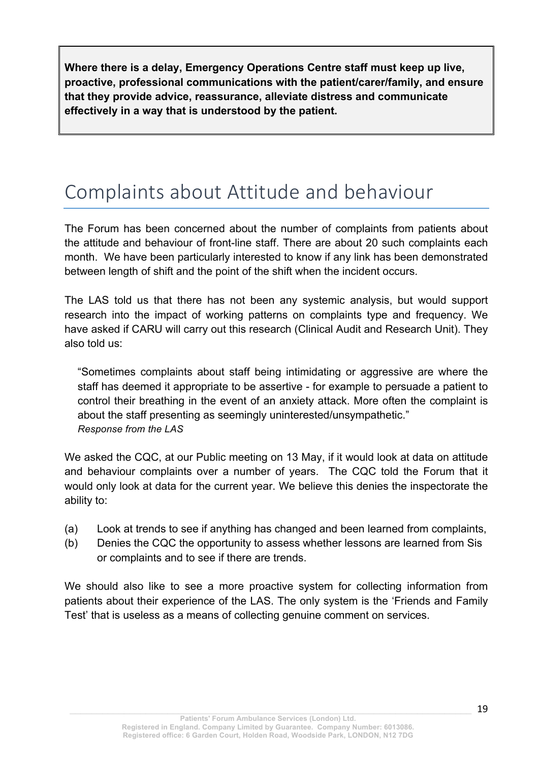**Where there is a delay, Emergency Operations Centre staff must keep up live, proactive, professional communications with the patient/carer/family, and ensure that they provide advice, reassurance, alleviate distress and communicate effectively in a way that is understood by the patient.**

# Complaints about Attitude and behaviour

The Forum has been concerned about the number of complaints from patients about the attitude and behaviour of front-line staff. There are about 20 such complaints each month. We have been particularly interested to know if any link has been demonstrated between length of shift and the point of the shift when the incident occurs.

The LAS told us that there has not been any systemic analysis, but would support research into the impact of working patterns on complaints type and frequency. We have asked if CARU will carry out this research (Clinical Audit and Research Unit). They also told us:

> "Sometimes complaints about staff being intimidating or aggressive are where the staff has deemed it appropriate to be assertive - for example to persuade a patient to control their breathing in the event of an anxiety attack. More often the complaint is about the staff presenting as seemingly uninterested/unsympathetic."
> *Response from the LAS*

We asked the CQC, at our Public meeting on 13 May, if it would look at data on attitude and behaviour complaints over a number of years. The CQC told the Forum that it would only look at data for the current year. We believe this denies the inspectorate the ability to:

(a) Look at trends to see if anything has changed and been learned from complaints,
(b) Denies the CQC the opportunity to assess whether lessons are learned from Sis or complaints and to see if there are trends.

We should also like to see a more proactive system for collecting information from patients about their experience of the LAS. The only system is the 'Friends and Family Test' that is useless as a means of collecting genuine comment on services.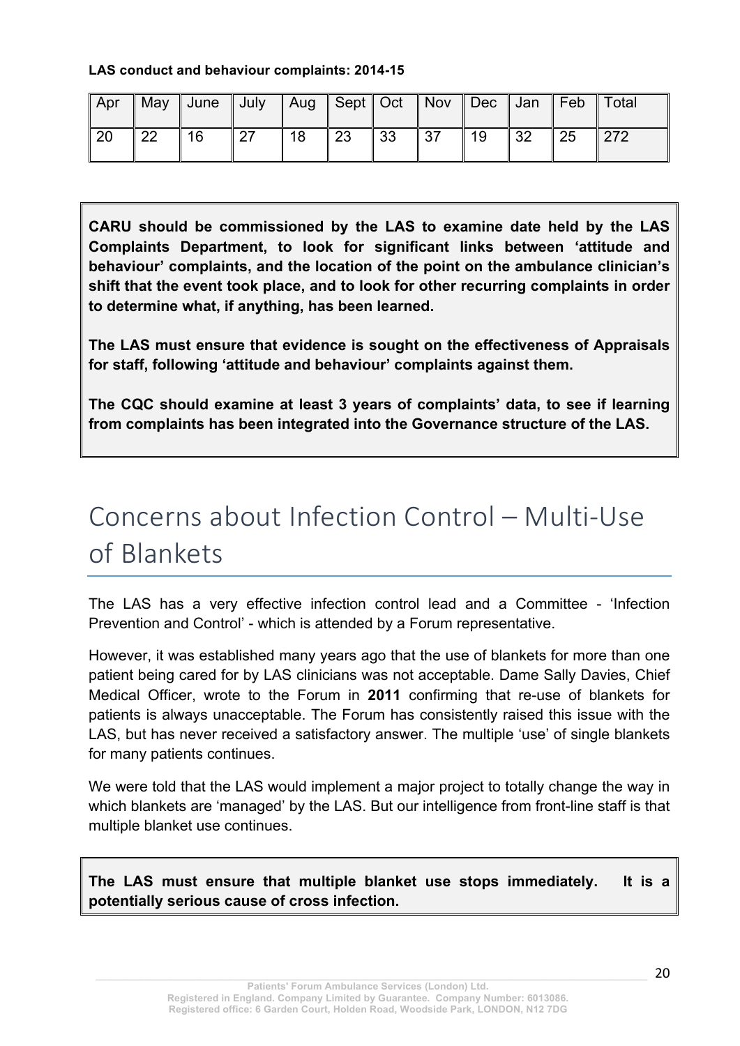**LAS conduct and behaviour complaints: 2014-15**

| Apr | May | June | July | Aug | Sept | Oct | Nov | Dec | Jan | Feb | Total |
|---|---|---|---|---|---|---|---|---|---|---|---|
| 20 | 22 | 16 | 27 | 18 | 23 | 33 | 37 | 19 | 32 | 25 | 272 |

**CARU should be commissioned by the LAS to examine date held by the LAS Complaints Department, to look for significant links between 'attitude and behaviour' complaints, and the location of the point on the ambulance clinician's shift that the event took place, and to look for other recurring complaints in order to determine what, if anything, has been learned.**

**The LAS must ensure that evidence is sought on the effectiveness of Appraisals for staff, following 'attitude and behaviour' complaints against them.**

**The CQC should examine at least 3 years of complaints' data, to see if learning from complaints has been integrated into the Governance structure of the LAS.**

# Concerns about Infection Control – Multi-Use of Blankets

The LAS has a very effective infection control lead and a Committee - 'Infection Prevention and Control' - which is attended by a Forum representative.

However, it was established many years ago that the use of blankets for more than one patient being cared for by LAS clinicians was not acceptable. Dame Sally Davies, Chief Medical Officer, wrote to the Forum in **2011** confirming that re-use of blankets for patients is always unacceptable. The Forum has consistently raised this issue with the LAS, but has never received a satisfactory answer. The multiple 'use' of single blankets for many patients continues.

We were told that the LAS would implement a major project to totally change the way in which blankets are 'managed' by the LAS. But our intelligence from front-line staff is that multiple blanket use continues.

**The LAS must ensure that multiple blanket use stops immediately. It is a potentially serious cause of cross infection.**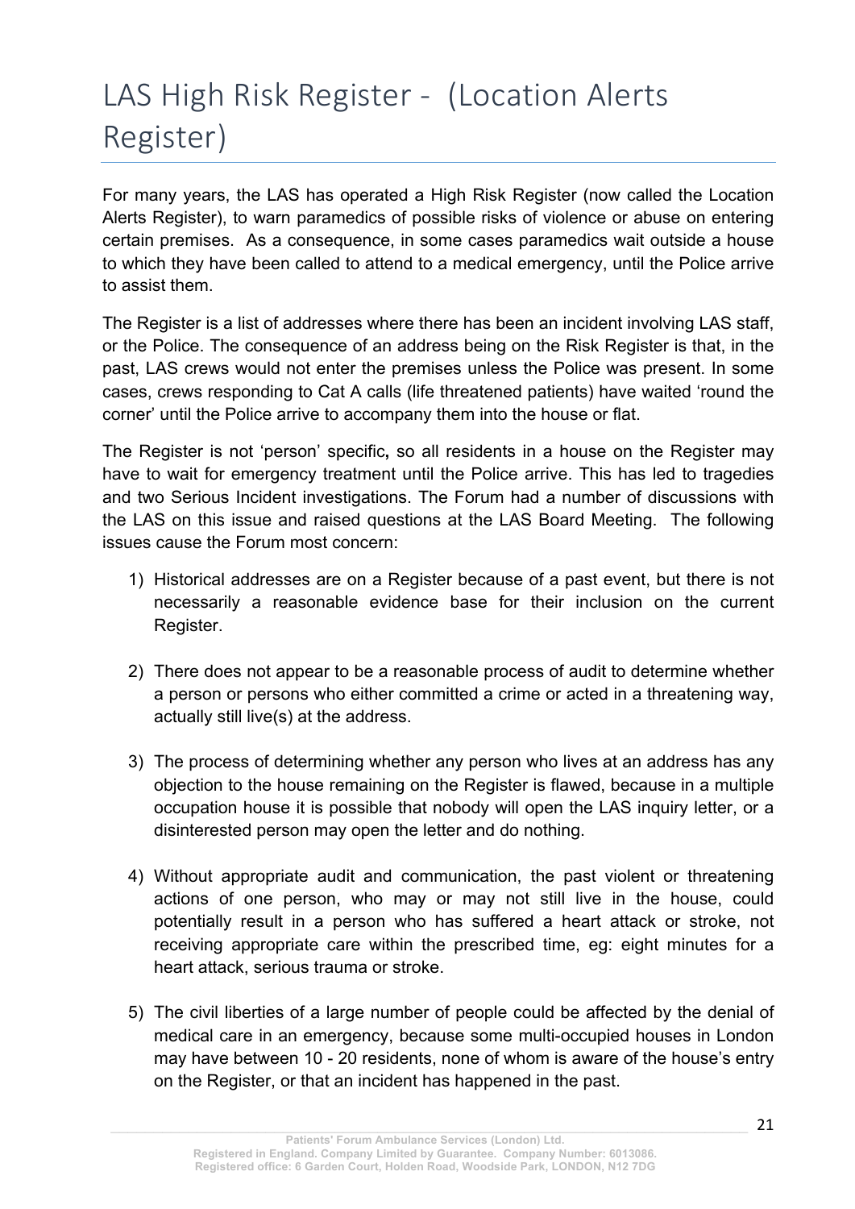# LAS High Risk Register - (Location Alerts Register)

For many years, the LAS has operated a High Risk Register (now called the Location Alerts Register), to warn paramedics of possible risks of violence or abuse on entering certain premises. As a consequence, in some cases paramedics wait outside a house to which they have been called to attend to a medical emergency, until the Police arrive to assist them.

The Register is a list of addresses where there has been an incident involving LAS staff, or the Police. The consequence of an address being on the Risk Register is that, in the past, LAS crews would not enter the premises unless the Police was present. In some cases, crews responding to Cat A calls (life threatened patients) have waited 'round the corner' until the Police arrive to accompany them into the house or flat.

The Register is not 'person' specific**,** so all residents in a house on the Register may have to wait for emergency treatment until the Police arrive. This has led to tragedies and two Serious Incident investigations. The Forum had a number of discussions with the LAS on this issue and raised questions at the LAS Board Meeting. The following issues cause the Forum most concern:

1) Historical addresses are on a Register because of a past event, but there is not necessarily a reasonable evidence base for their inclusion on the current Register.

2) There does not appear to be a reasonable process of audit to determine whether a person or persons who either committed a crime or acted in a threatening way, actually still live(s) at the address.

3) The process of determining whether any person who lives at an address has any objection to the house remaining on the Register is flawed, because in a multiple occupation house it is possible that nobody will open the LAS inquiry letter, or a disinterested person may open the letter and do nothing.

4) Without appropriate audit and communication, the past violent or threatening actions of one person, who may or may not still live in the house, could potentially result in a person who has suffered a heart attack or stroke, not receiving appropriate care within the prescribed time, eg: eight minutes for a heart attack, serious trauma or stroke.

5) The civil liberties of a large number of people could be affected by the denial of medical care in an emergency, because some multi-occupied houses in London may have between 10 - 20 residents, none of whom is aware of the house's entry on the Register, or that an incident has happened in the past.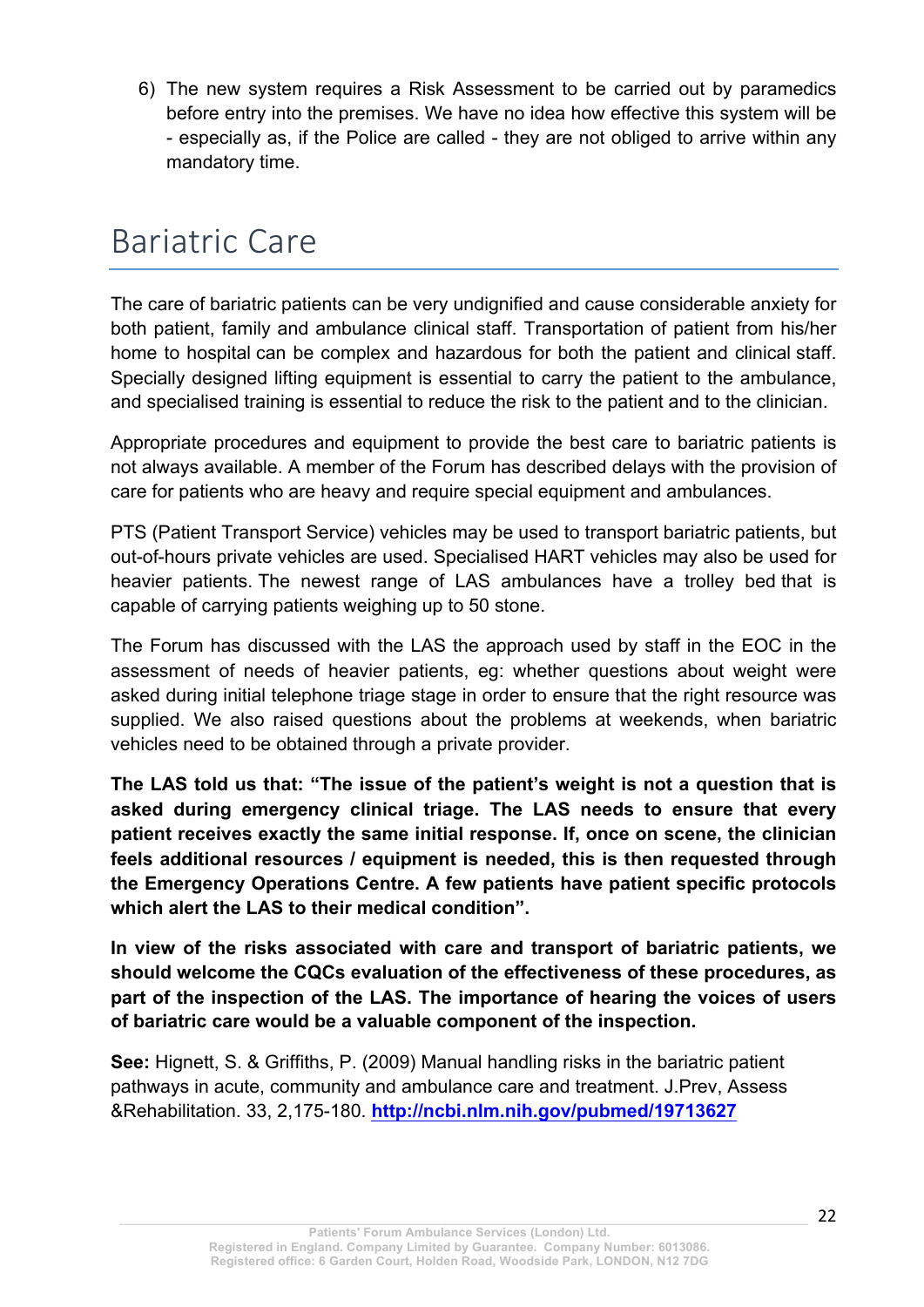6) The new system requires a Risk Assessment to be carried out by paramedics before entry into the premises. We have no idea how effective this system will be - especially as, if the Police are called - they are not obliged to arrive within any mandatory time.

# Bariatric Care

The care of bariatric patients can be very undignified and cause considerable anxiety for both patient, family and ambulance clinical staff. Transportation of patient from his/her home to hospital can be complex and hazardous for both the patient and clinical staff. Specially designed lifting equipment is essential to carry the patient to the ambulance, and specialised training is essential to reduce the risk to the patient and to the clinician.

Appropriate procedures and equipment to provide the best care to bariatric patients is not always available. A member of the Forum has described delays with the provision of care for patients who are heavy and require special equipment and ambulances.

PTS (Patient Transport Service) vehicles may be used to transport bariatric patients, but out-of-hours private vehicles are used. Specialised HART vehicles may also be used for heavier patients. The newest range of LAS ambulances have a trolley bed that is capable of carrying patients weighing up to 50 stone.

The Forum has discussed with the LAS the approach used by staff in the EOC in the assessment of needs of heavier patients, eg: whether questions about weight were asked during initial telephone triage stage in order to ensure that the right resource was supplied. We also raised questions about the problems at weekends, when bariatric vehicles need to be obtained through a private provider.

**The LAS told us that: "The issue of the patient's weight is not a question that is asked during emergency clinical triage. The LAS needs to ensure that every patient receives exactly the same initial response. If, once on scene, the clinician feels additional resources / equipment is needed, this is then requested through the Emergency Operations Centre. A few patients have patient specific protocols which alert the LAS to their medical condition".**

**In view of the risks associated with care and transport of bariatric patients, we should welcome the CQCs evaluation of the effectiveness of these procedures, as part of the inspection of the LAS. The importance of hearing the voices of users of bariatric care would be a valuable component of the inspection.**

**See:** Hignett, S. & Griffiths, P. (2009) Manual handling risks in the bariatric patient pathways in acute, community and ambulance care and treatment. J.Prev, Assess &Rehabilitation. 33, 2,175-180. **http://ncbi.nlm.nih.gov/pubmed/19713627**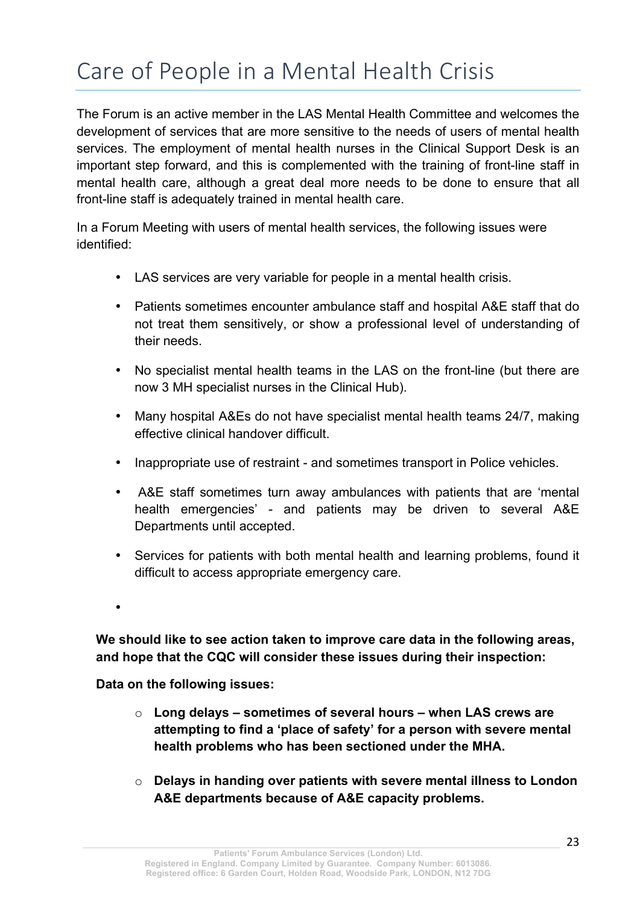# Care of People in a Mental Health Crisis

The Forum is an active member in the LAS Mental Health Committee and welcomes the development of services that are more sensitive to the needs of users of mental health services. The employment of mental health nurses in the Clinical Support Desk is an important step forward, and this is complemented with the training of front-line staff in mental health care, although a great deal more needs to be done to ensure that all front-line staff is adequately trained in mental health care.

In a Forum Meeting with users of mental health services, the following issues were identified:

- LAS services are very variable for people in a mental health crisis.
- Patients sometimes encounter ambulance staff and hospital A&E staff that do not treat them sensitively, or show a professional level of understanding of their needs.
- No specialist mental health teams in the LAS on the front-line (but there are now 3 MH specialist nurses in the Clinical Hub).
- Many hospital A&Es do not have specialist mental health teams 24/7, making effective clinical handover difficult.
- Inappropriate use of restraint - and sometimes transport in Police vehicles.
- A&E staff sometimes turn away ambulances with patients that are 'mental health emergencies' - and patients may be driven to several A&E Departments until accepted.
- Services for patients with both mental health and learning problems, found it difficult to access appropriate emergency care.

**We should like to see action taken to improve care data in the following areas, and hope that the CQC will consider these issues during their inspection:**

**Data on the following issues:**

- **Long delays – sometimes of several hours – when LAS crews are attempting to find a 'place of safety' for a person with severe mental health problems who has been sectioned under the MHA.**
- **Delays in handing over patients with severe mental illness to London A&E departments because of A&E capacity problems.**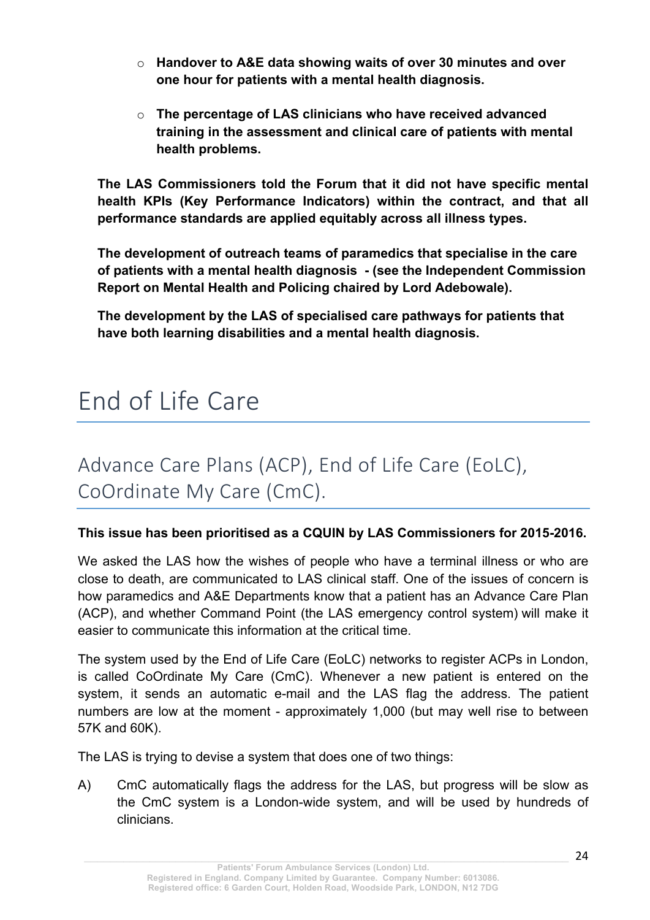- **Handover to A&E data showing waits of over 30 minutes and over one hour for patients with a mental health diagnosis.**

- **The percentage of LAS clinicians who have received advanced training in the assessment and clinical care of patients with mental health problems.**

**The LAS Commissioners told the Forum that it did not have specific mental health KPIs (Key Performance Indicators) within the contract, and that all performance standards are applied equitably across all illness types.**

**The development of outreach teams of paramedics that specialise in the care of patients with a mental health diagnosis - (see the Independent Commission Report on Mental Health and Policing chaired by Lord Adebowale).**

**The development by the LAS of specialised care pathways for patients that have both learning disabilities and a mental health diagnosis.**

# End of Life Care

## Advance Care Plans (ACP), End of Life Care (EoLC), CoOrdinate My Care (CmC).

**This issue has been prioritised as a CQUIN by LAS Commissioners for 2015-2016.**

We asked the LAS how the wishes of people who have a terminal illness or who are close to death, are communicated to LAS clinical staff. One of the issues of concern is how paramedics and A&E Departments know that a patient has an Advance Care Plan (ACP), and whether Command Point (the LAS emergency control system) will make it easier to communicate this information at the critical time.

The system used by the End of Life Care (EoLC) networks to register ACPs in London, is called CoOrdinate My Care (CmC). Whenever a new patient is entered on the system, it sends an automatic e-mail and the LAS flag the address. The patient numbers are low at the moment - approximately 1,000 (but may well rise to between 57K and 60K).

The LAS is trying to devise a system that does one of two things:

A) CmC automatically flags the address for the LAS, but progress will be slow as the CmC system is a London-wide system, and will be used by hundreds of clinicians.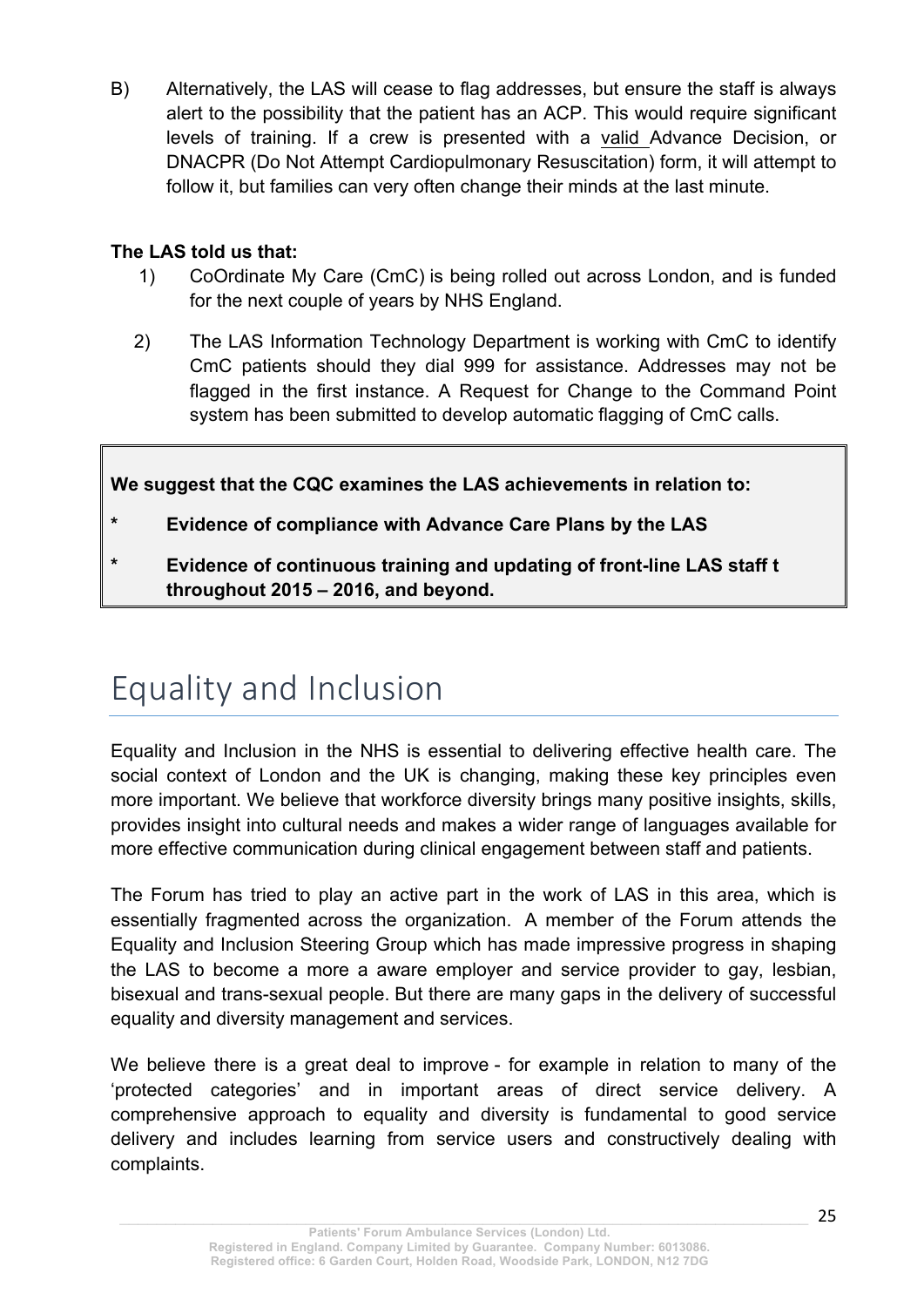B) Alternatively, the LAS will cease to flag addresses, but ensure the staff is always alert to the possibility that the patient has an ACP. This would require significant levels of training. If a crew is presented with a valid Advance Decision, or DNACPR (Do Not Attempt Cardiopulmonary Resuscitation) form, it will attempt to follow it, but families can very often change their minds at the last minute.

**The LAS told us that:**

1) CoOrdinate My Care (CmC) is being rolled out across London, and is funded for the next couple of years by NHS England.

2) The LAS Information Technology Department is working with CmC to identify CmC patients should they dial 999 for assistance. Addresses may not be flagged in the first instance. A Request for Change to the Command Point system has been submitted to develop automatic flagging of CmC calls.

**We suggest that the CQC examines the LAS achievements in relation to:**

- **Evidence of compliance with Advance Care Plans by the LAS**
- **Evidence of continuous training and updating of front-line LAS staff t throughout 2015 – 2016, and beyond.**

# Equality and Inclusion

Equality and Inclusion in the NHS is essential to delivering effective health care. The social context of London and the UK is changing, making these key principles even more important. We believe that workforce diversity brings many positive insights, skills, provides insight into cultural needs and makes a wider range of languages available for more effective communication during clinical engagement between staff and patients.

The Forum has tried to play an active part in the work of LAS in this area, which is essentially fragmented across the organization. A member of the Forum attends the Equality and Inclusion Steering Group which has made impressive progress in shaping the LAS to become a more a aware employer and service provider to gay, lesbian, bisexual and trans-sexual people. But there are many gaps in the delivery of successful equality and diversity management and services.

We believe there is a great deal to improve - for example in relation to many of the 'protected categories' and in important areas of direct service delivery. A comprehensive approach to equality and diversity is fundamental to good service delivery and includes learning from service users and constructively dealing with complaints.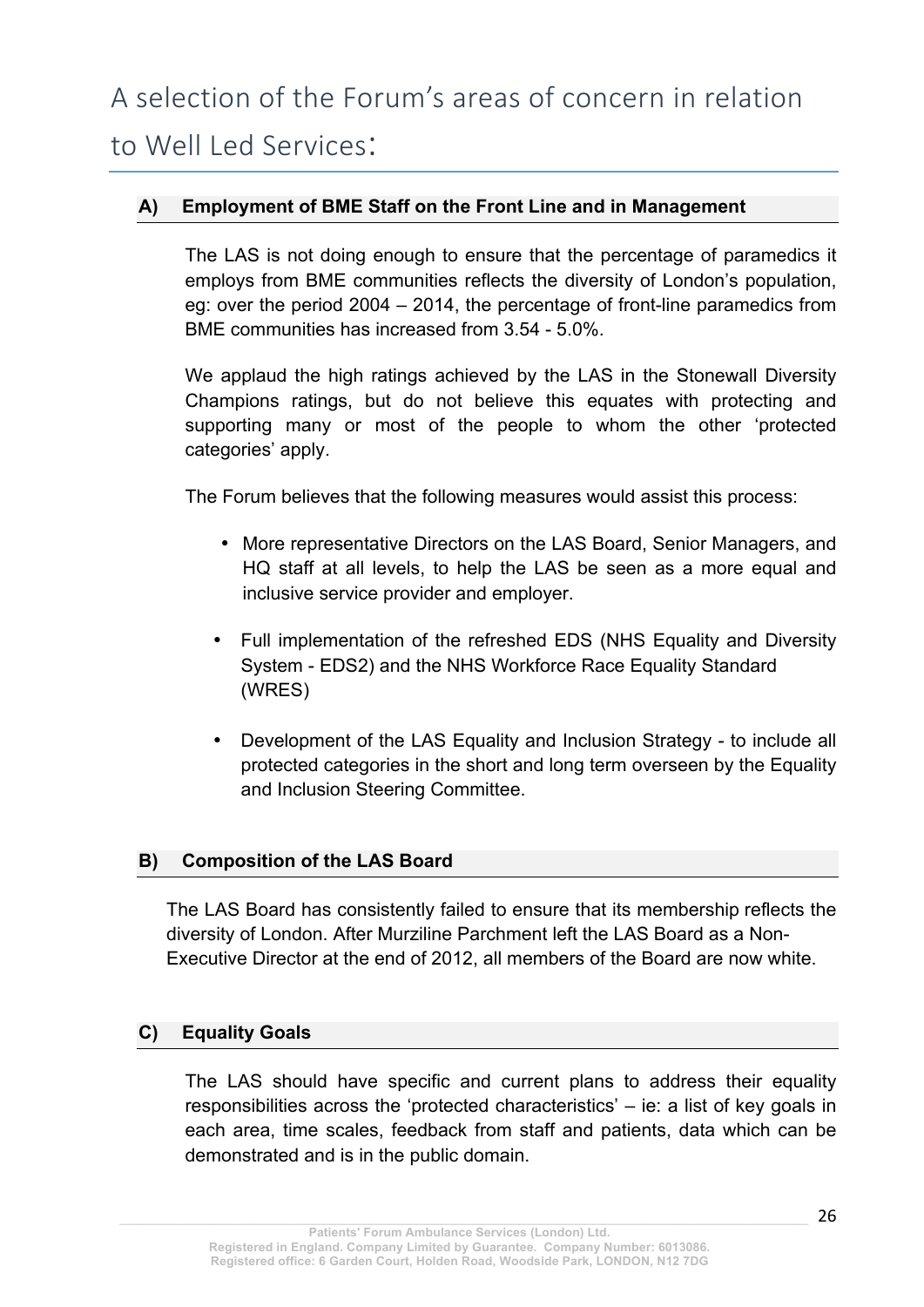# A selection of the Forum's areas of concern in relation to Well Led Services:

### A) Employment of BME Staff on the Front Line and in Management

The LAS is not doing enough to ensure that the percentage of paramedics it employs from BME communities reflects the diversity of London's population, eg: over the period 2004 – 2014, the percentage of front-line paramedics from BME communities has increased from 3.54 - 5.0%.

We applaud the high ratings achieved by the LAS in the Stonewall Diversity Champions ratings, but do not believe this equates with protecting and supporting many or most of the people to whom the other 'protected categories' apply.

The Forum believes that the following measures would assist this process:

- More representative Directors on the LAS Board, Senior Managers, and HQ staff at all levels, to help the LAS be seen as a more equal and inclusive service provider and employer.
- Full implementation of the refreshed EDS (NHS Equality and Diversity System - EDS2) and the NHS Workforce Race Equality Standard (WRES)
- Development of the LAS Equality and Inclusion Strategy - to include all protected categories in the short and long term overseen by the Equality and Inclusion Steering Committee.

### B) Composition of the LAS Board

The LAS Board has consistently failed to ensure that its membership reflects the diversity of London. After Murziline Parchment left the LAS Board as a Non-Executive Director at the end of 2012, all members of the Board are now white.

### C) Equality Goals

The LAS should have specific and current plans to address their equality responsibilities across the 'protected characteristics' – ie: a list of key goals in each area, time scales, feedback from staff and patients, data which can be demonstrated and is in the public domain.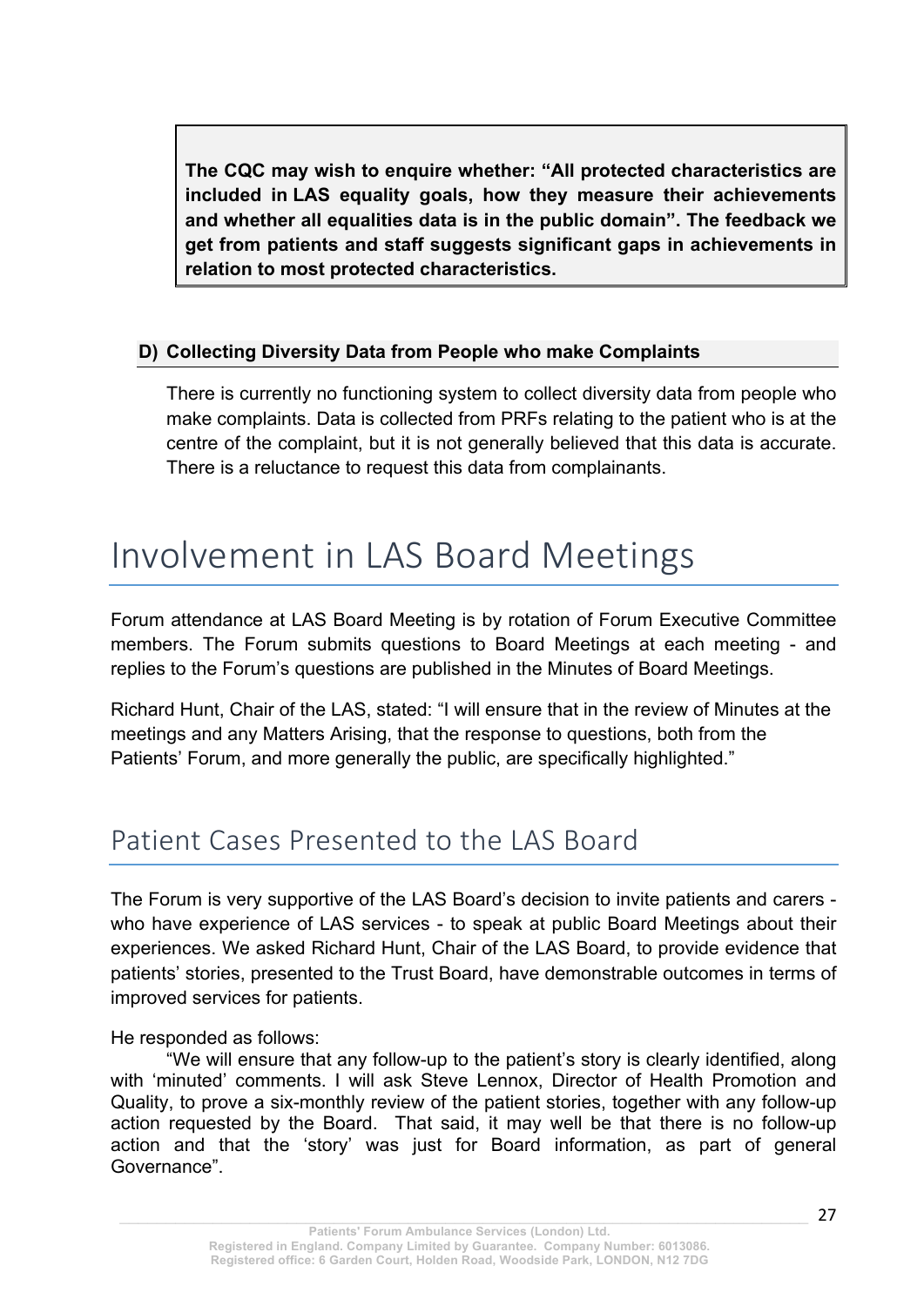**The CQC may wish to enquire whether: "All protected characteristics are included in LAS equality goals, how they measure their achievements and whether all equalities data is in the public domain". The feedback we get from patients and staff suggests significant gaps in achievements in relation to most protected characteristics.**

### D) Collecting Diversity Data from People who make Complaints

There is currently no functioning system to collect diversity data from people who make complaints. Data is collected from PRFs relating to the patient who is at the centre of the complaint, but it is not generally believed that this data is accurate. There is a reluctance to request this data from complainants.

# Involvement in LAS Board Meetings

Forum attendance at LAS Board Meeting is by rotation of Forum Executive Committee members. The Forum submits questions to Board Meetings at each meeting - and replies to the Forum's questions are published in the Minutes of Board Meetings.

Richard Hunt, Chair of the LAS, stated: "I will ensure that in the review of Minutes at the meetings and any Matters Arising, that the response to questions, both from the Patients' Forum, and more generally the public, are specifically highlighted."

## Patient Cases Presented to the LAS Board

The Forum is very supportive of the LAS Board's decision to invite patients and carers - who have experience of LAS services - to speak at public Board Meetings about their experiences. We asked Richard Hunt, Chair of the LAS Board, to provide evidence that patients' stories, presented to the Trust Board, have demonstrable outcomes in terms of improved services for patients.

He responded as follows:

"We will ensure that any follow-up to the patient's story is clearly identified, along with 'minuted' comments. I will ask Steve Lennox, Director of Health Promotion and Quality, to prove a six-monthly review of the patient stories, together with any follow-up action requested by the Board. That said, it may well be that there is no follow-up action and that the 'story' was just for Board information, as part of general Governance".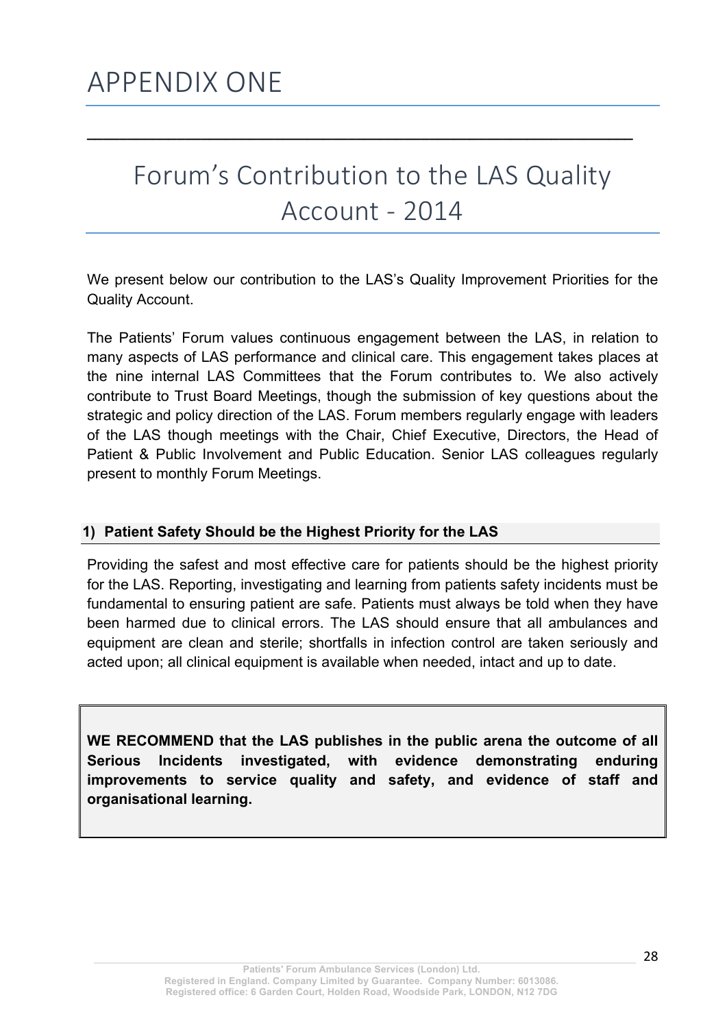# APPENDIX ONE

## Forum's Contribution to the LAS Quality Account - 2014

We present below our contribution to the LAS's Quality Improvement Priorities for the Quality Account.

The Patients' Forum values continuous engagement between the LAS, in relation to many aspects of LAS performance and clinical care. This engagement takes places at the nine internal LAS Committees that the Forum contributes to. We also actively contribute to Trust Board Meetings, though the submission of key questions about the strategic and policy direction of the LAS. Forum members regularly engage with leaders of the LAS though meetings with the Chair, Chief Executive, Directors, the Head of Patient & Public Involvement and Public Education. Senior LAS colleagues regularly present to monthly Forum Meetings.

### 1) Patient Safety Should be the Highest Priority for the LAS

Providing the safest and most effective care for patients should be the highest priority for the LAS. Reporting, investigating and learning from patients safety incidents must be fundamental to ensuring patient are safe. Patients must always be told when they have been harmed due to clinical errors. The LAS should ensure that all ambulances and equipment are clean and sterile; shortfalls in infection control are taken seriously and acted upon; all clinical equipment is available when needed, intact and up to date.

**WE RECOMMEND that the LAS publishes in the public arena the outcome of all Serious Incidents investigated, with evidence demonstrating enduring improvements to service quality and safety, and evidence of staff and organisational learning.**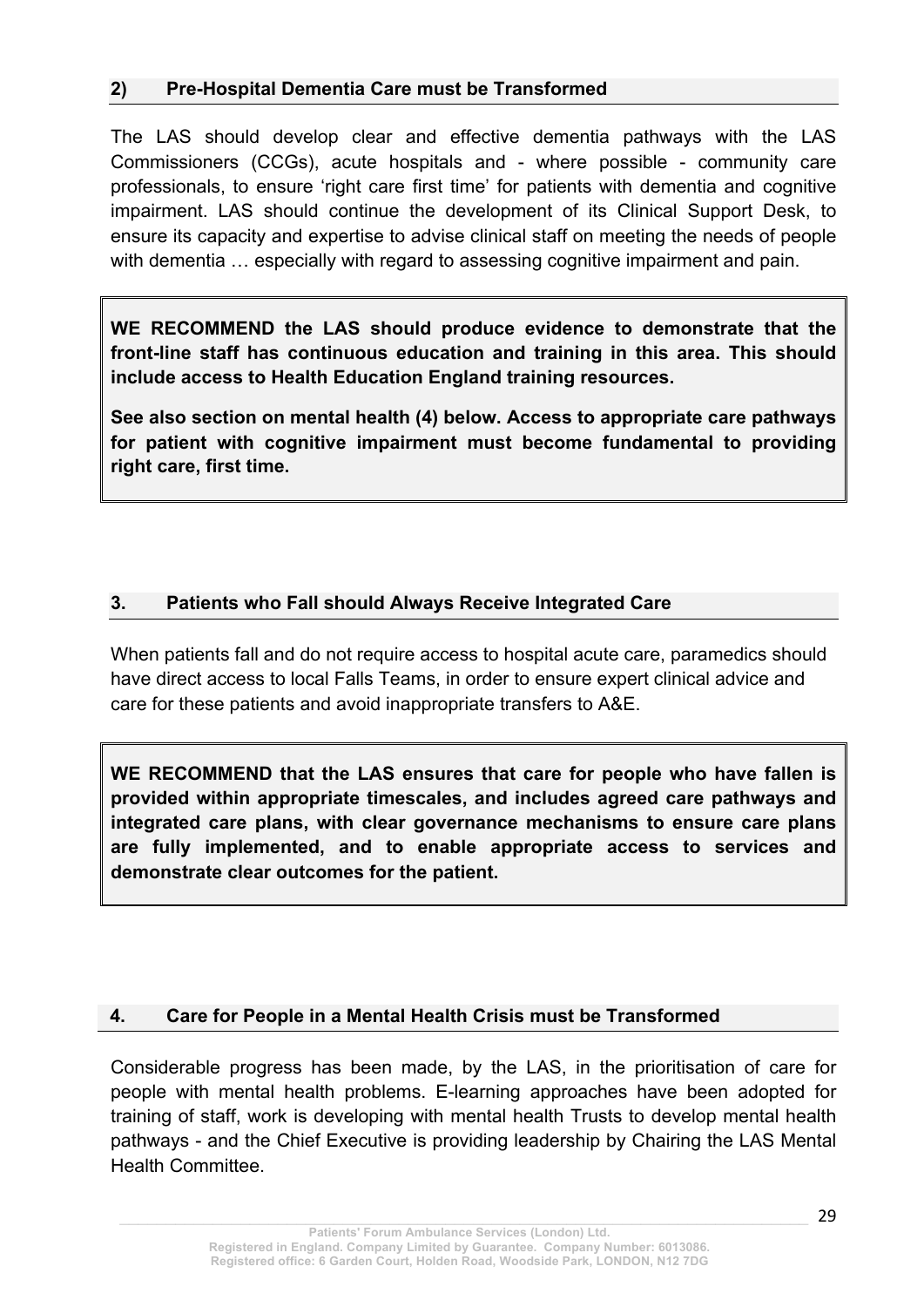## 2) Pre-Hospital Dementia Care must be Transformed

The LAS should develop clear and effective dementia pathways with the LAS Commissioners (CCGs), acute hospitals and - where possible - community care professionals, to ensure 'right care first time' for patients with dementia and cognitive impairment. LAS should continue the development of its Clinical Support Desk, to ensure its capacity and expertise to advise clinical staff on meeting the needs of people with dementia … especially with regard to assessing cognitive impairment and pain.

> **WE RECOMMEND the LAS should produce evidence to demonstrate that the front-line staff has continuous education and training in this area. This should include access to Health Education England training resources.**
>
> **See also section on mental health (4) below. Access to appropriate care pathways for patient with cognitive impairment must become fundamental to providing right care, first time.**

## 3. Patients who Fall should Always Receive Integrated Care

When patients fall and do not require access to hospital acute care, paramedics should have direct access to local Falls Teams, in order to ensure expert clinical advice and care for these patients and avoid inappropriate transfers to A&E.

> **WE RECOMMEND that the LAS ensures that care for people who have fallen is provided within appropriate timescales, and includes agreed care pathways and integrated care plans, with clear governance mechanisms to ensure care plans are fully implemented, and to enable appropriate access to services and demonstrate clear outcomes for the patient.**

## 4. Care for People in a Mental Health Crisis must be Transformed

Considerable progress has been made, by the LAS, in the prioritisation of care for people with mental health problems. E-learning approaches have been adopted for training of staff, work is developing with mental health Trusts to develop mental health pathways - and the Chief Executive is providing leadership by Chairing the LAS Mental Health Committee.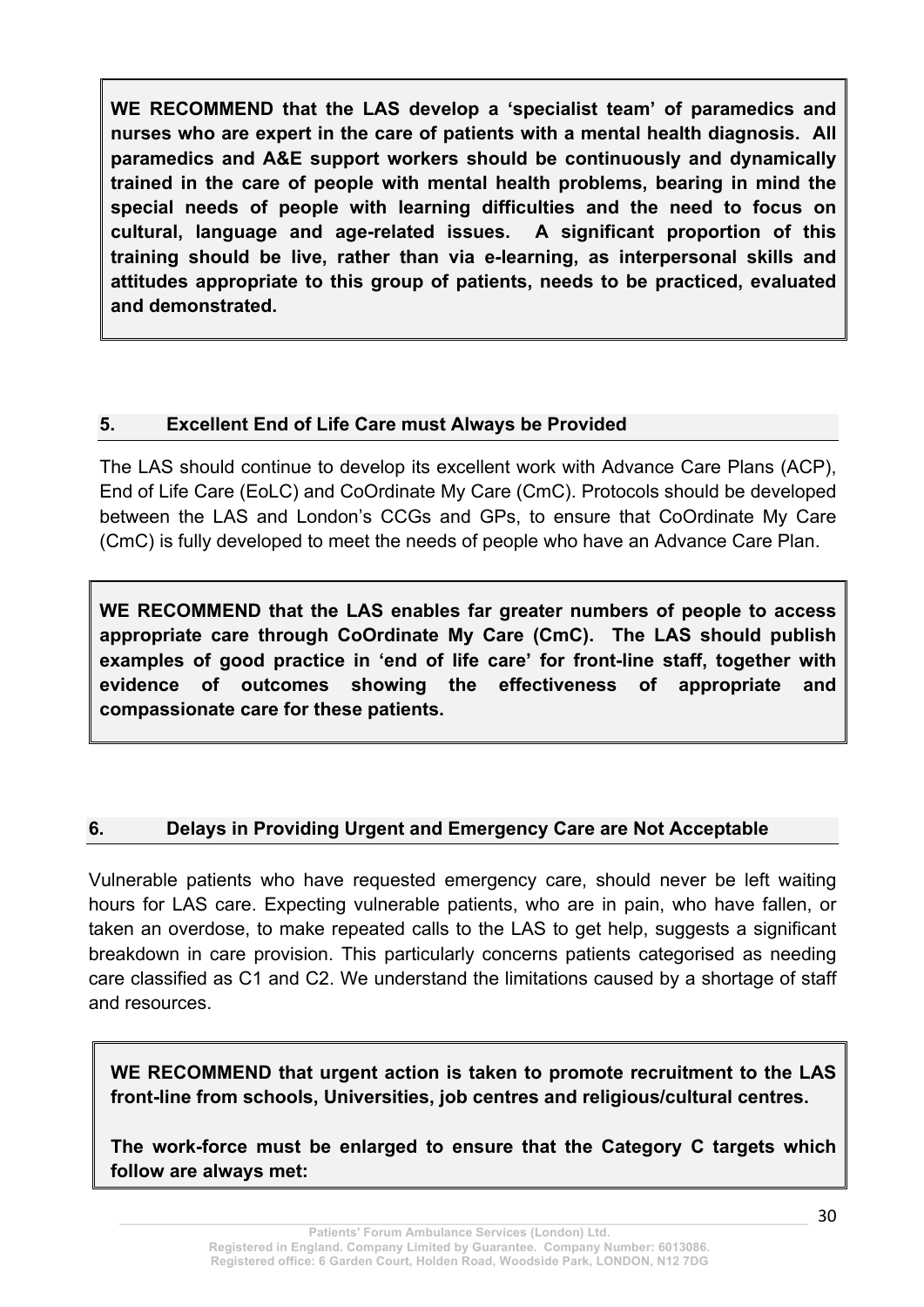**WE RECOMMEND that the LAS develop a 'specialist team' of paramedics and nurses who are expert in the care of patients with a mental health diagnosis. All paramedics and A&E support workers should be continuously and dynamically trained in the care of people with mental health problems, bearing in mind the special needs of people with learning difficulties and the need to focus on cultural, language and age-related issues. A significant proportion of this training should be live, rather than via e-learning, as interpersonal skills and attitudes appropriate to this group of patients, needs to be practiced, evaluated and demonstrated.**

## 5. Excellent End of Life Care must Always be Provided

The LAS should continue to develop its excellent work with Advance Care Plans (ACP), End of Life Care (EoLC) and CoOrdinate My Care (CmC). Protocols should be developed between the LAS and London's CCGs and GPs, to ensure that CoOrdinate My Care (CmC) is fully developed to meet the needs of people who have an Advance Care Plan.

**WE RECOMMEND that the LAS enables far greater numbers of people to access appropriate care through CoOrdinate My Care (CmC). The LAS should publish examples of good practice in 'end of life care' for front-line staff, together with evidence of outcomes showing the effectiveness of appropriate and compassionate care for these patients.**

## 6. Delays in Providing Urgent and Emergency Care are Not Acceptable

Vulnerable patients who have requested emergency care, should never be left waiting hours for LAS care. Expecting vulnerable patients, who are in pain, who have fallen, or taken an overdose, to make repeated calls to the LAS to get help, suggests a significant breakdown in care provision. This particularly concerns patients categorised as needing care classified as C1 and C2. We understand the limitations caused by a shortage of staff and resources.

**WE RECOMMEND that urgent action is taken to promote recruitment to the LAS front-line from schools, Universities, job centres and religious/cultural centres.**

**The work-force must be enlarged to ensure that the Category C targets which follow are always met:**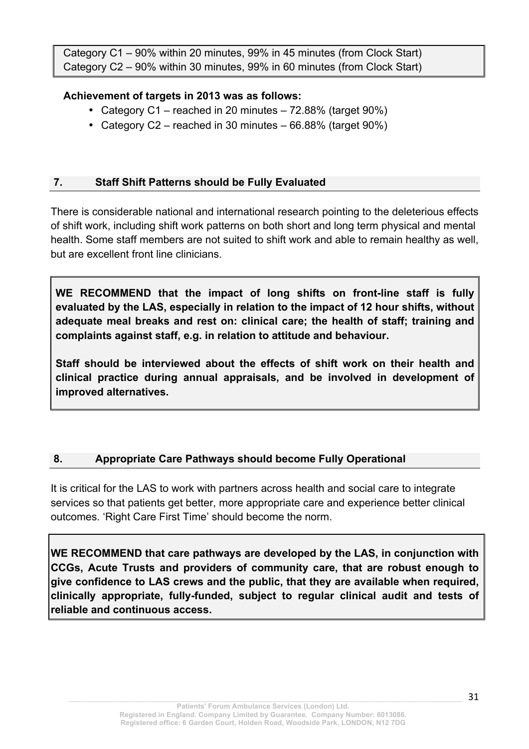Category C1 – 90% within 20 minutes, 99% in 45 minutes (from Clock Start)
Category C2 – 90% within 30 minutes, 99% in 60 minutes (from Clock Start)

**Achievement of targets in 2013 was as follows:**

- Category C1 – reached in 20 minutes – 72.88% (target 90%)
- Category C2 – reached in 30 minutes – 66.88% (target 90%)

## 7. Staff Shift Patterns should be Fully Evaluated

There is considerable national and international research pointing to the deleterious effects of shift work, including shift work patterns on both short and long term physical and mental health. Some staff members are not suited to shift work and able to remain healthy as well, but are excellent front line clinicians.

**WE RECOMMEND that the impact of long shifts on front-line staff is fully evaluated by the LAS, especially in relation to the impact of 12 hour shifts, without adequate meal breaks and rest on: clinical care; the health of staff; training and complaints against staff, e.g. in relation to attitude and behaviour.**

**Staff should be interviewed about the effects of shift work on their health and clinical practice during annual appraisals, and be involved in development of improved alternatives.**

## 8. Appropriate Care Pathways should become Fully Operational

It is critical for the LAS to work with partners across health and social care to integrate services so that patients get better, more appropriate care and experience better clinical outcomes. 'Right Care First Time' should become the norm.

**WE RECOMMEND that care pathways are developed by the LAS, in conjunction with CCGs, Acute Trusts and providers of community care, that are robust enough to give confidence to LAS crews and the public, that they are available when required, clinically appropriate, fully-funded, subject to regular clinical audit and tests of reliable and continuous access.**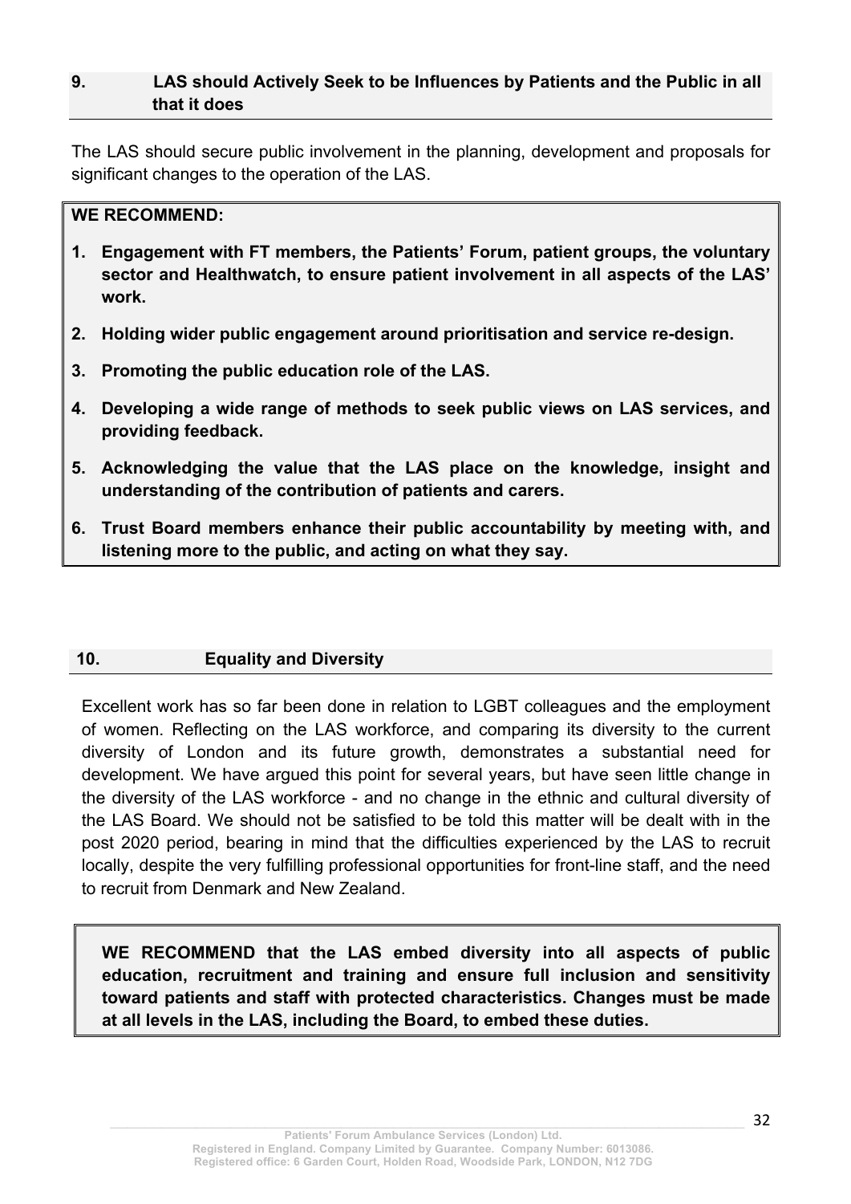## 9. LAS should Actively Seek to be Influences by Patients and the Public in all that it does

The LAS should secure public involvement in the planning, development and proposals for significant changes to the operation of the LAS.

**WE RECOMMEND:**

1. **Engagement with FT members, the Patients' Forum, patient groups, the voluntary sector and Healthwatch, to ensure patient involvement in all aspects of the LAS' work.**
2. **Holding wider public engagement around prioritisation and service re-design.**
3. **Promoting the public education role of the LAS.**
4. **Developing a wide range of methods to seek public views on LAS services, and providing feedback.**
5. **Acknowledging the value that the LAS place on the knowledge, insight and understanding of the contribution of patients and carers.**
6. **Trust Board members enhance their public accountability by meeting with, and listening more to the public, and acting on what they say.**

## 10. Equality and Diversity

Excellent work has so far been done in relation to LGBT colleagues and the employment of women. Reflecting on the LAS workforce, and comparing its diversity to the current diversity of London and its future growth, demonstrates a substantial need for development. We have argued this point for several years, but have seen little change in the diversity of the LAS workforce - and no change in the ethnic and cultural diversity of the LAS Board. We should not be satisfied to be told this matter will be dealt with in the post 2020 period, bearing in mind that the difficulties experienced by the LAS to recruit locally, despite the very fulfilling professional opportunities for front-line staff, and the need to recruit from Denmark and New Zealand.

**WE RECOMMEND that the LAS embed diversity into all aspects of public education, recruitment and training and ensure full inclusion and sensitivity toward patients and staff with protected characteristics. Changes must be made at all levels in the LAS, including the Board, to embed these duties.**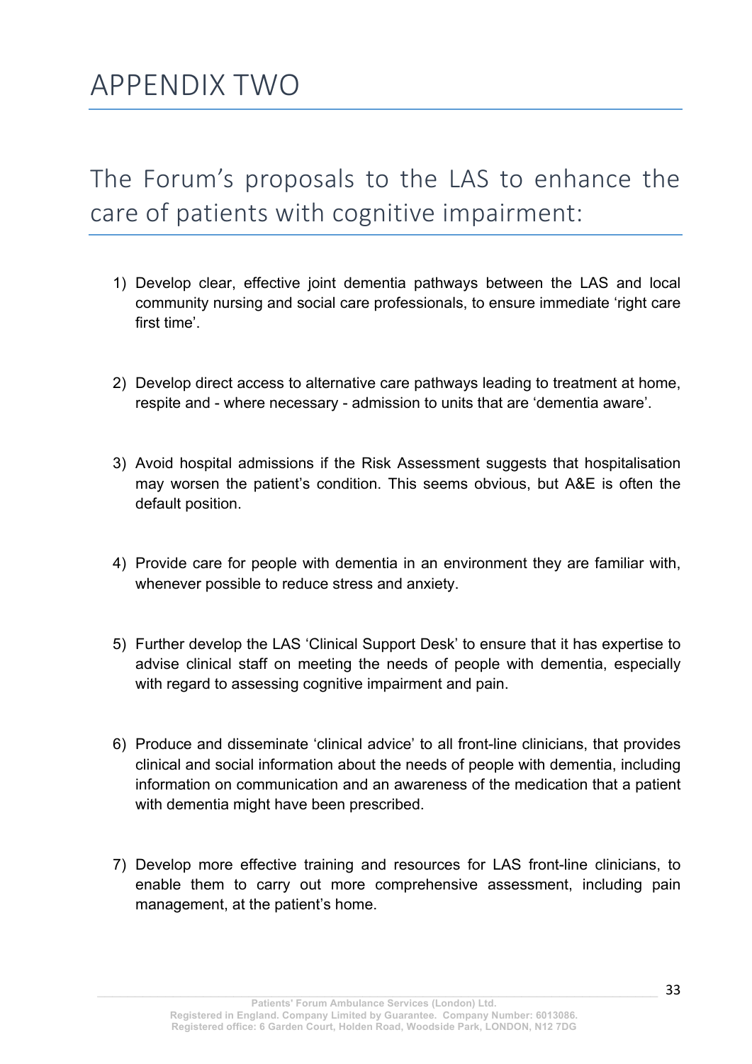# APPENDIX TWO

## The Forum's proposals to the LAS to enhance the care of patients with cognitive impairment:

1) Develop clear, effective joint dementia pathways between the LAS and local community nursing and social care professionals, to ensure immediate 'right care first time'.

2) Develop direct access to alternative care pathways leading to treatment at home, respite and - where necessary - admission to units that are 'dementia aware'.

3) Avoid hospital admissions if the Risk Assessment suggests that hospitalisation may worsen the patient's condition. This seems obvious, but A&E is often the default position.

4) Provide care for people with dementia in an environment they are familiar with, whenever possible to reduce stress and anxiety.

5) Further develop the LAS 'Clinical Support Desk' to ensure that it has expertise to advise clinical staff on meeting the needs of people with dementia, especially with regard to assessing cognitive impairment and pain.

6) Produce and disseminate 'clinical advice' to all front-line clinicians, that provides clinical and social information about the needs of people with dementia, including information on communication and an awareness of the medication that a patient with dementia might have been prescribed.

7) Develop more effective training and resources for LAS front-line clinicians, to enable them to carry out more comprehensive assessment, including pain management, at the patient's home.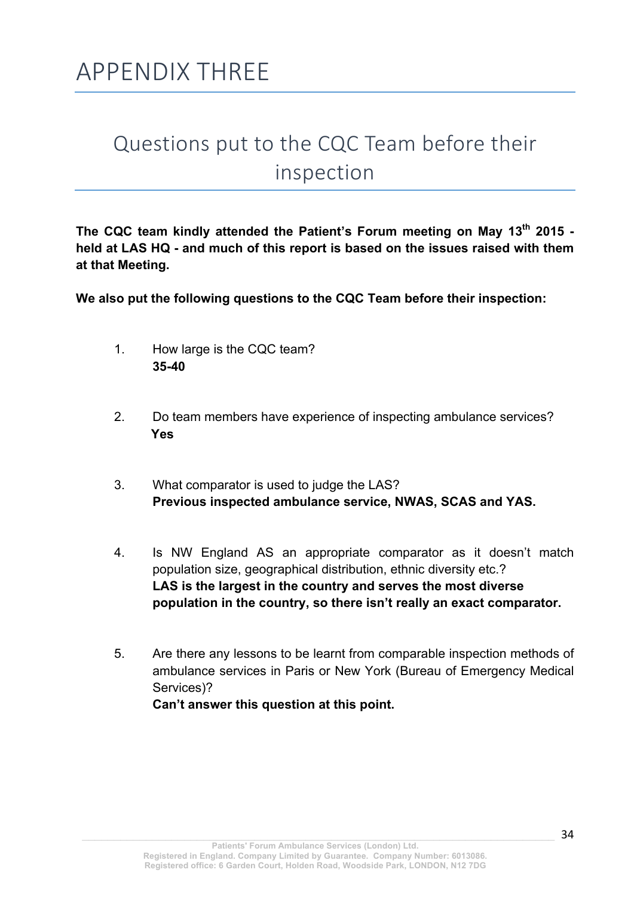# APPENDIX THREE

## Questions put to the CQC Team before their inspection

**The CQC team kindly attended the Patient's Forum meeting on May 13th 2015 - held at LAS HQ - and much of this report is based on the issues raised with them at that Meeting.**

**We also put the following questions to the CQC Team before their inspection:**

1. How large is the CQC team?
   **35-40**

2. Do team members have experience of inspecting ambulance services?
   **Yes**

3. What comparator is used to judge the LAS?
   **Previous inspected ambulance service, NWAS, SCAS and YAS.**

4. Is NW England AS an appropriate comparator as it doesn't match population size, geographical distribution, ethnic diversity etc.?
   **LAS is the largest in the country and serves the most diverse population in the country, so there isn't really an exact comparator.**

5. Are there any lessons to be learnt from comparable inspection methods of ambulance services in Paris or New York (Bureau of Emergency Medical Services)?
   **Can't answer this question at this point.**

Patients' Forum Ambulance Services (London) Ltd.
Registered in England. Company Limited by Guarantee. Company Number: 6013086.
Registered office: 6 Garden Court, Holden Road, Woodside Park, LONDON, N12 7DG